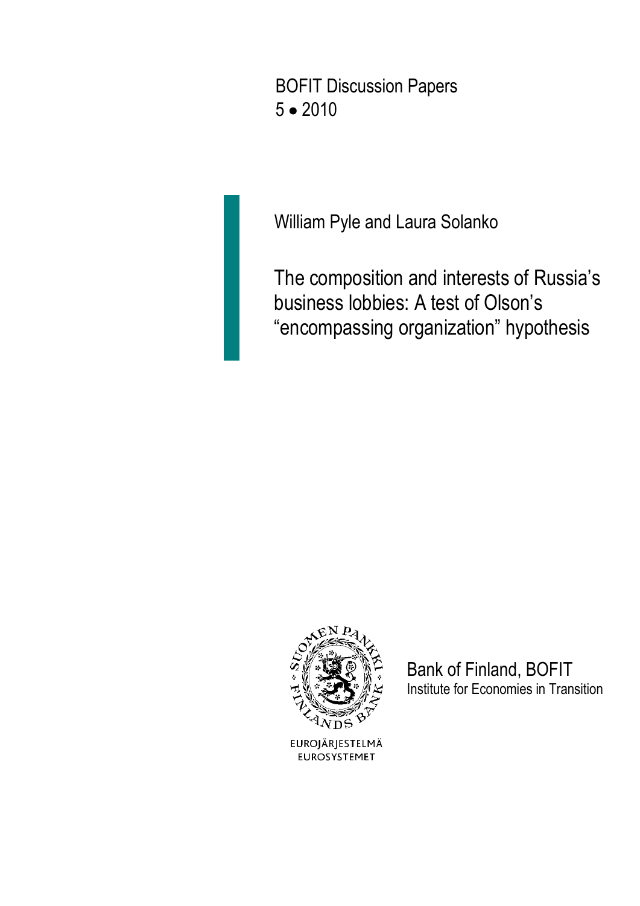BOFIT Discussion Papers
5 • 2010

William Pyle and Laura Solanko

# The composition and interests of Russia's business lobbies: A test of Olson's "encompassing organization" hypothesis

EUROJÄRJESTELMÄ
EUROSYSTEMET

Bank of Finland, BOFIT
Institute for Economies in Transition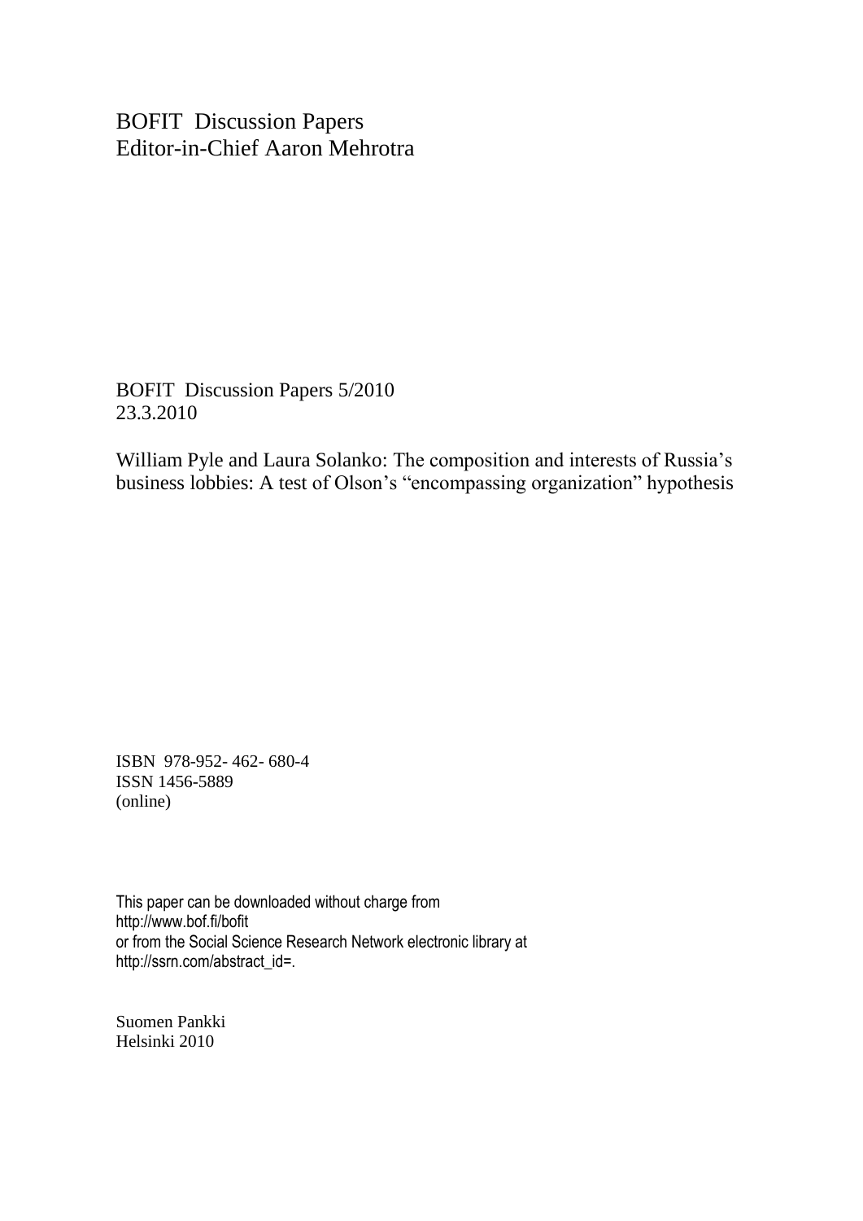BOFIT Discussion Papers
Editor-in-Chief Aaron Mehrotra

BOFIT Discussion Papers 5/2010
23.3.2010

William Pyle and Laura Solanko: The composition and interests of Russia's business lobbies: A test of Olson's "encompassing organization" hypothesis

ISBN 978-952- 462- 680-4
ISSN 1456-5889
(online)

This paper can be downloaded without charge from
http://www.bof.fi/bofit
or from the Social Science Research Network electronic library at
http://ssrn.com/abstract_id=.

Suomen Pankki
Helsinki 2010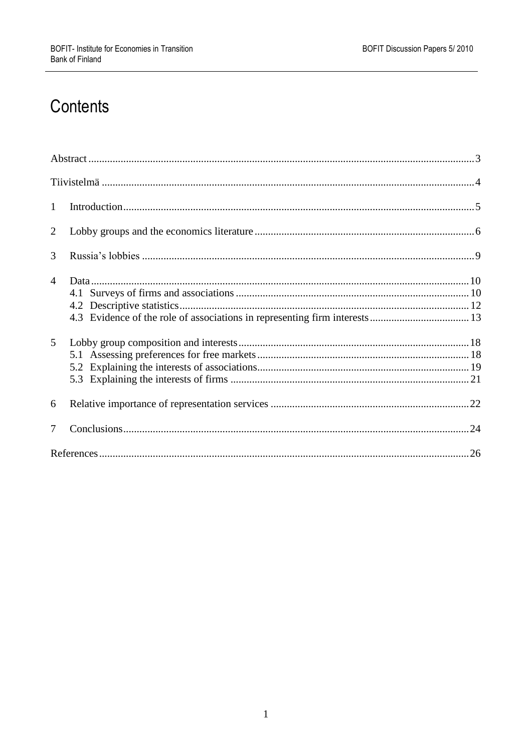# Contents

Abstract .......... 3

Tiivistelmä .......... 4

1 Introduction .......... 5

2 Lobby groups and the economics literature .......... 6

3 Russia's lobbies .......... 9

4 Data .......... 10
   4.1 Surveys of firms and associations .......... 10
   4.2 Descriptive statistics .......... 12
   4.3 Evidence of the role of associations in representing firm interests .......... 13

5 Lobby group composition and interests .......... 18
   5.1 Assessing preferences for free markets .......... 18
   5.2 Explaining the interests of associations .......... 19
   5.3 Explaining the interests of firms .......... 21

6 Relative importance of representation services .......... 22

7 Conclusions .......... 24

References .......... 26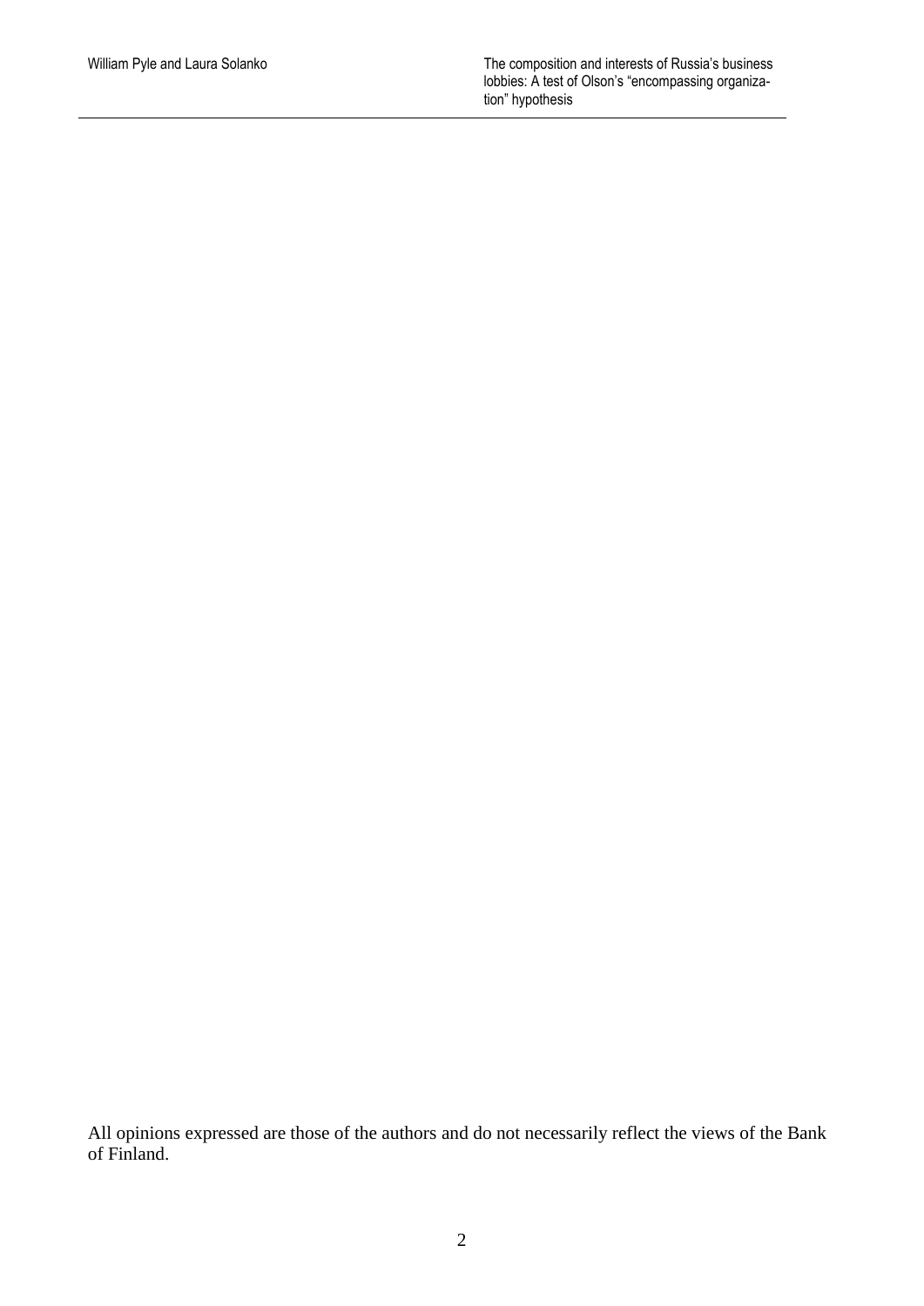All opinions expressed are those of the authors and do not necessarily reflect the views of the Bank of Finland.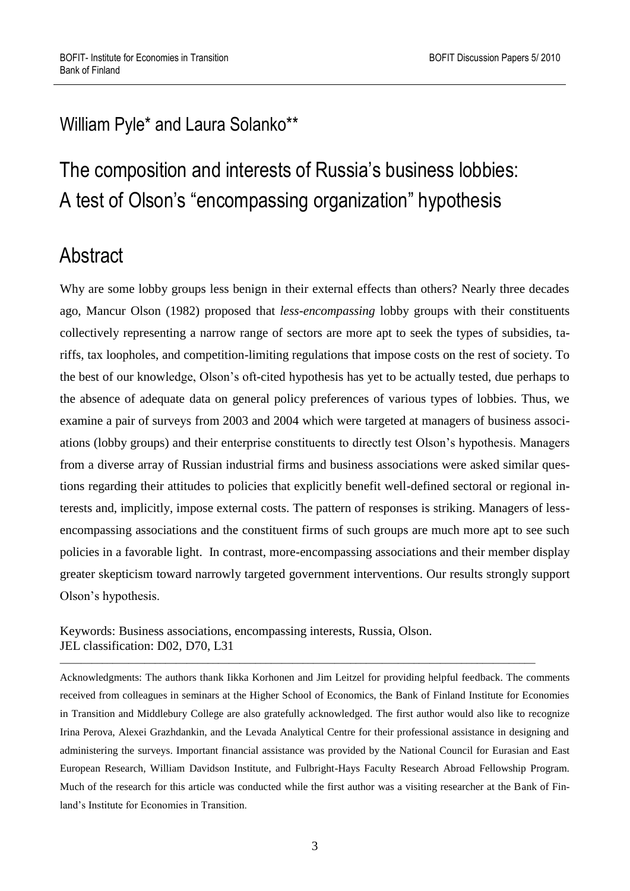William Pyle* and Laura Solanko**

# The composition and interests of Russia's business lobbies: A test of Olson's "encompassing organization" hypothesis

## Abstract

Why are some lobby groups less benign in their external effects than others? Nearly three decades ago, Mancur Olson (1982) proposed that *less-encompassing* lobby groups with their constituents collectively representing a narrow range of sectors are more apt to seek the types of subsidies, tariffs, tax loopholes, and competition-limiting regulations that impose costs on the rest of society. To the best of our knowledge, Olson's oft-cited hypothesis has yet to be actually tested, due perhaps to the absence of adequate data on general policy preferences of various types of lobbies. Thus, we examine a pair of surveys from 2003 and 2004 which were targeted at managers of business associations (lobby groups) and their enterprise constituents to directly test Olson's hypothesis. Managers from a diverse array of Russian industrial firms and business associations were asked similar questions regarding their attitudes to policies that explicitly benefit well-defined sectoral or regional interests and, implicitly, impose external costs. The pattern of responses is striking. Managers of less-encompassing associations and the constituent firms of such groups are much more apt to see such policies in a favorable light. In contrast, more-encompassing associations and their member display greater skepticism toward narrowly targeted government interventions. Our results strongly support Olson's hypothesis.

Keywords: Business associations, encompassing interests, Russia, Olson.
JEL classification: D02, D70, L31

---

Acknowledgments: The authors thank Iikka Korhonen and Jim Leitzel for providing helpful feedback. The comments received from colleagues in seminars at the Higher School of Economics, the Bank of Finland Institute for Economies in Transition and Middlebury College are also gratefully acknowledged. The first author would also like to recognize Irina Perova, Alexei Grazhdankin, and the Levada Analytical Centre for their professional assistance in designing and administering the surveys. Important financial assistance was provided by the National Council for Eurasian and East European Research, William Davidson Institute, and Fulbright-Hays Faculty Research Abroad Fellowship Program. Much of the research for this article was conducted while the first author was a visiting researcher at the Bank of Finland's Institute for Economies in Transition.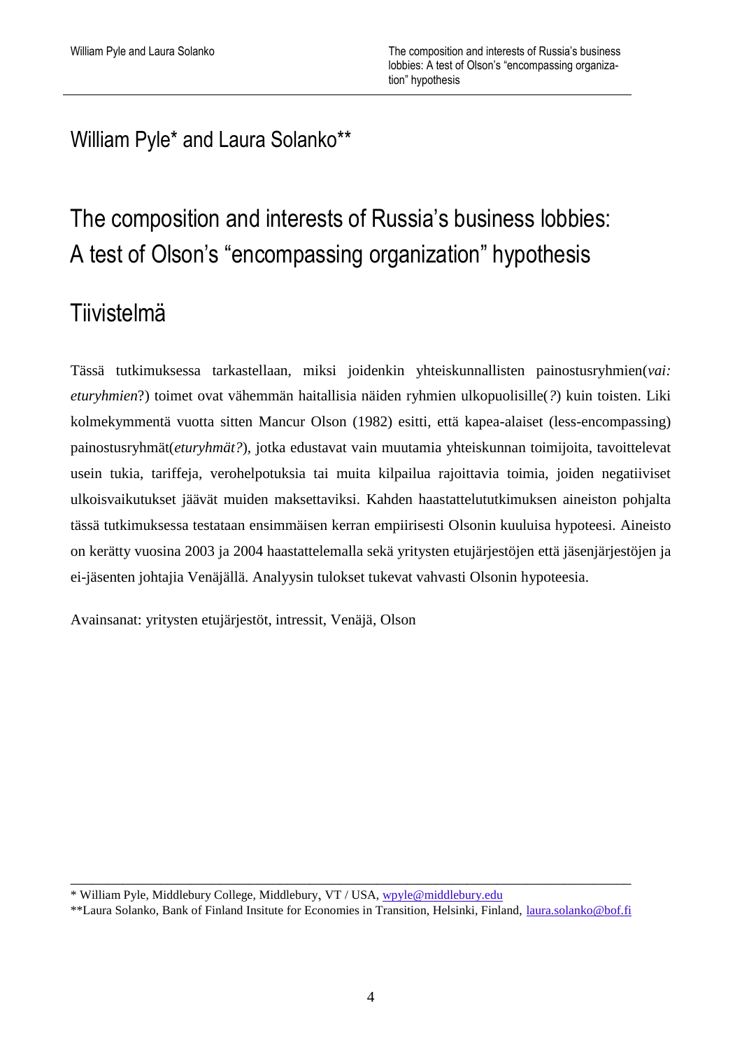William Pyle* and Laura Solanko**

# The composition and interests of Russia's business lobbies: A test of Olson's "encompassing organization" hypothesis

## Tiivistelmä

Tässä tutkimuksessa tarkastellaan, miksi joidenkin yhteiskunnallisten painostusryhmien(*vai: eturyhmien*?) toimet ovat vähemmän haitallisia näiden ryhmien ulkopuolisille(*?*) kuin toisten. Liki kolmekymmentä vuotta sitten Mancur Olson (1982) esitti, että kapea-alaiset (less-encompassing) painostusryhmät(*eturyhmät?*), jotka edustavat vain muutamia yhteiskunnan toimijoita, tavoittelevat usein tukia, tariffeja, verohelpotuksia tai muita kilpailua rajoittavia toimia, joiden negatiiviset ulkoisvaikutukset jäävät muiden maksettaviksi. Kahden haastattelututkimuksen aineiston pohjalta tässä tutkimuksessa testataan ensimmäisen kerran empiirisesti Olsonin kuuluisa hypoteesi. Aineisto on kerätty vuosina 2003 ja 2004 haastattelemalla sekä yritysten etujärjestöjen että jäsenjärjestöjen ja ei-jäsenten johtajia Venäjällä. Analyysin tulokset tukevat vahvasti Olsonin hypoteesia.

Avainsanat: yritysten etujärjestöt, intressit, Venäjä, Olson

---

\* William Pyle, Middlebury College, Middlebury, VT / USA, wpyle@middlebury.edu

\*\*Laura Solanko, Bank of Finland Insitute for Economies in Transition, Helsinki, Finland, laura.solanko@bof.fi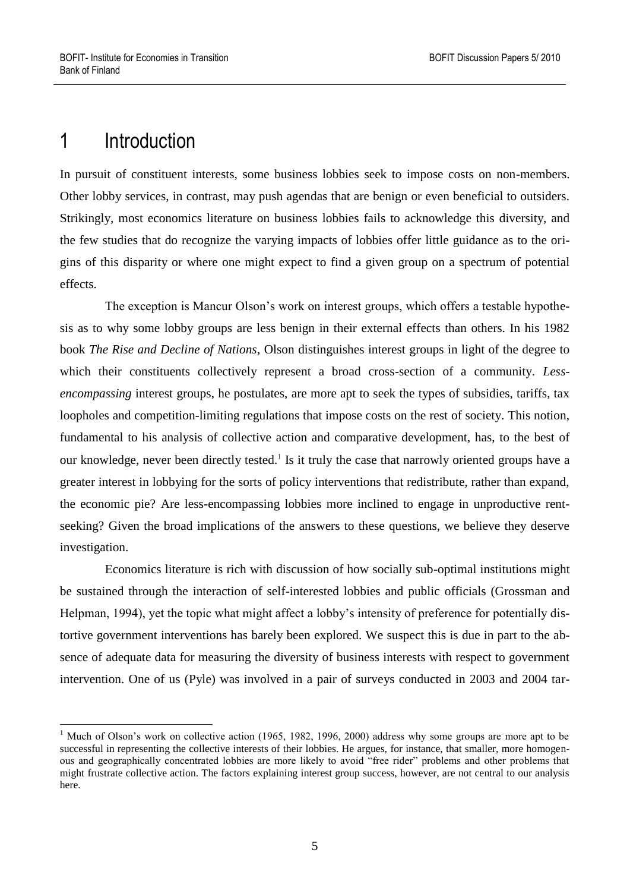# 1 Introduction

In pursuit of constituent interests, some business lobbies seek to impose costs on non-members. Other lobby services, in contrast, may push agendas that are benign or even beneficial to outsiders. Strikingly, most economics literature on business lobbies fails to acknowledge this diversity, and the few studies that do recognize the varying impacts of lobbies offer little guidance as to the origins of this disparity or where one might expect to find a given group on a spectrum of potential effects.

The exception is Mancur Olson's work on interest groups, which offers a testable hypothesis as to why some lobby groups are less benign in their external effects than others. In his 1982 book *The Rise and Decline of Nations*, Olson distinguishes interest groups in light of the degree to which their constituents collectively represent a broad cross-section of a community. *Less-encompassing* interest groups, he postulates, are more apt to seek the types of subsidies, tariffs, tax loopholes and competition-limiting regulations that impose costs on the rest of society. This notion, fundamental to his analysis of collective action and comparative development, has, to the best of our knowledge, never been directly tested.[1] Is it truly the case that narrowly oriented groups have a greater interest in lobbying for the sorts of policy interventions that redistribute, rather than expand, the economic pie? Are less-encompassing lobbies more inclined to engage in unproductive rent-seeking? Given the broad implications of the answers to these questions, we believe they deserve investigation.

Economics literature is rich with discussion of how socially sub-optimal institutions might be sustained through the interaction of self-interested lobbies and public officials (Grossman and Helpman, 1994), yet the topic what might affect a lobby's intensity of preference for potentially distortive government interventions has barely been explored. We suspect this is due in part to the absence of adequate data for measuring the diversity of business interests with respect to government intervention. One of us (Pyle) was involved in a pair of surveys conducted in 2003 and 2004 tar-

[1] Much of Olson's work on collective action (1965, 1982, 1996, 2000) address why some groups are more apt to be successful in representing the collective interests of their lobbies. He argues, for instance, that smaller, more homogenous and geographically concentrated lobbies are more likely to avoid "free rider" problems and other problems that might frustrate collective action. The factors explaining interest group success, however, are not central to our analysis here.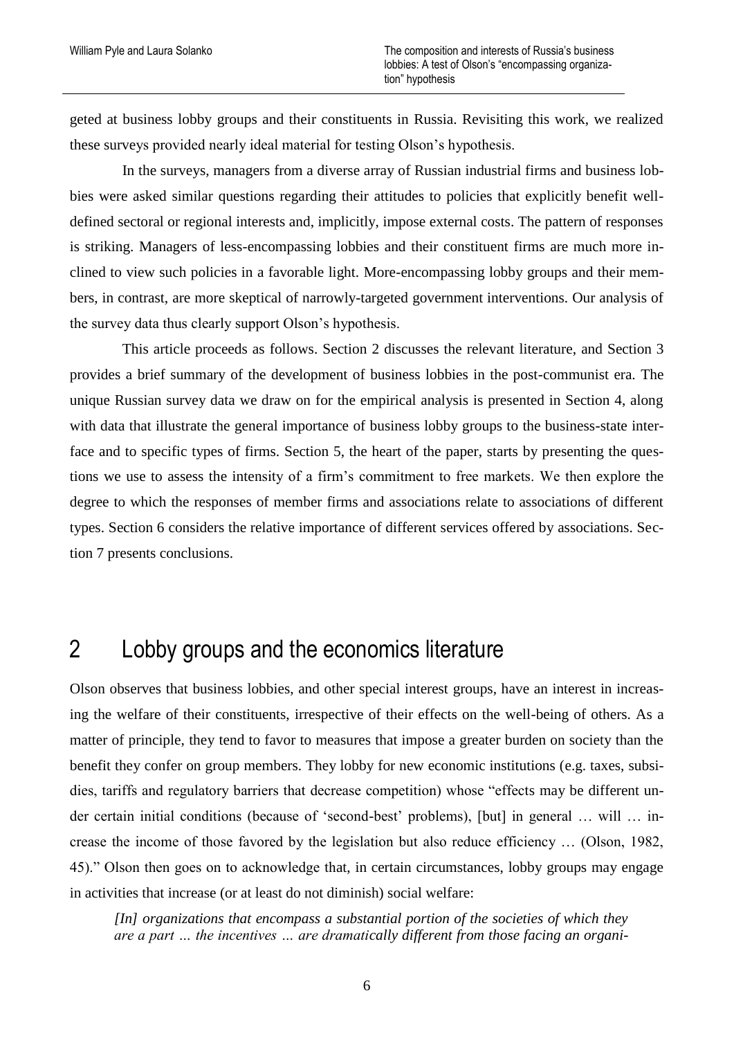geted at business lobby groups and their constituents in Russia. Revisiting this work, we realized these surveys provided nearly ideal material for testing Olson's hypothesis.

In the surveys, managers from a diverse array of Russian industrial firms and business lobbies were asked similar questions regarding their attitudes to policies that explicitly benefit well-defined sectoral or regional interests and, implicitly, impose external costs. The pattern of responses is striking. Managers of less-encompassing lobbies and their constituent firms are much more inclined to view such policies in a favorable light. More-encompassing lobby groups and their members, in contrast, are more skeptical of narrowly-targeted government interventions. Our analysis of the survey data thus clearly support Olson's hypothesis.

This article proceeds as follows. Section 2 discusses the relevant literature, and Section 3 provides a brief summary of the development of business lobbies in the post-communist era. The unique Russian survey data we draw on for the empirical analysis is presented in Section 4, along with data that illustrate the general importance of business lobby groups to the business-state interface and to specific types of firms. Section 5, the heart of the paper, starts by presenting the questions we use to assess the intensity of a firm's commitment to free markets. We then explore the degree to which the responses of member firms and associations relate to associations of different types. Section 6 considers the relative importance of different services offered by associations. Section 7 presents conclusions.

# 2 Lobby groups and the economics literature

Olson observes that business lobbies, and other special interest groups, have an interest in increasing the welfare of their constituents, irrespective of their effects on the well-being of others. As a matter of principle, they tend to favor to measures that impose a greater burden on society than the benefit they confer on group members. They lobby for new economic institutions (e.g. taxes, subsidies, tariffs and regulatory barriers that decrease competition) whose "effects may be different under certain initial conditions (because of 'second-best' problems), [but] in general … will … increase the income of those favored by the legislation but also reduce efficiency … (Olson, 1982, 45)." Olson then goes on to acknowledge that, in certain circumstances, lobby groups may engage in activities that increase (or at least do not diminish) social welfare:

> *[In] organizations that encompass a substantial portion of the societies of which they are a part … the incentives … are dramatically different from those facing an organi-*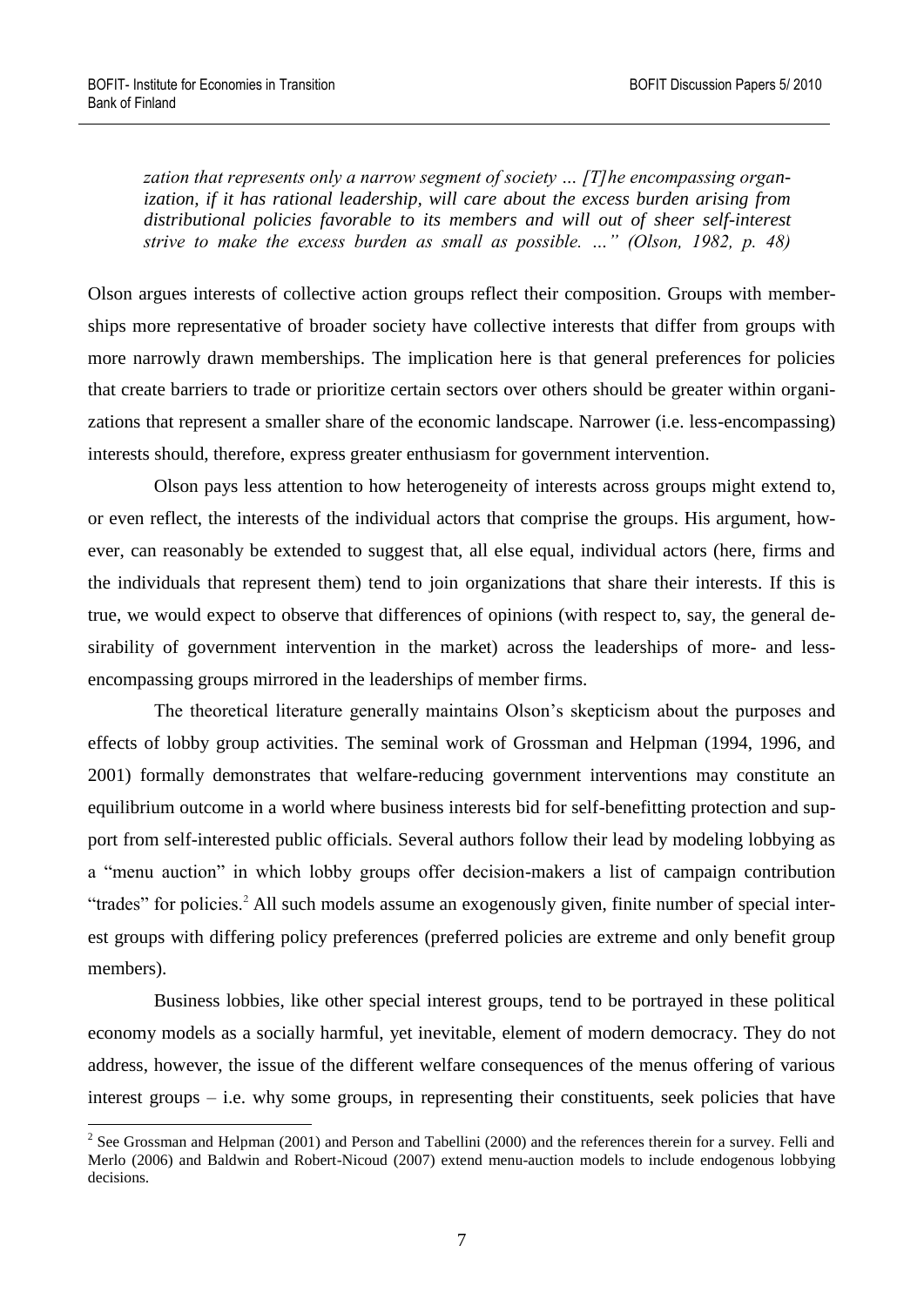*zation that represents only a narrow segment of society … [T]he encompassing organization, if it has rational leadership, will care about the excess burden arising from distributional policies favorable to its members and will out of sheer self-interest strive to make the excess burden as small as possible. …" (Olson, 1982, p. 48)*

Olson argues interests of collective action groups reflect their composition. Groups with memberships more representative of broader society have collective interests that differ from groups with more narrowly drawn memberships. The implication here is that general preferences for policies that create barriers to trade or prioritize certain sectors over others should be greater within organizations that represent a smaller share of the economic landscape. Narrower (i.e. less-encompassing) interests should, therefore, express greater enthusiasm for government intervention.

Olson pays less attention to how heterogeneity of interests across groups might extend to, or even reflect, the interests of the individual actors that comprise the groups. His argument, however, can reasonably be extended to suggest that, all else equal, individual actors (here, firms and the individuals that represent them) tend to join organizations that share their interests. If this is true, we would expect to observe that differences of opinions (with respect to, say, the general desirability of government intervention in the market) across the leaderships of more- and less-encompassing groups mirrored in the leaderships of member firms.

The theoretical literature generally maintains Olson's skepticism about the purposes and effects of lobby group activities. The seminal work of Grossman and Helpman (1994, 1996, and 2001) formally demonstrates that welfare-reducing government interventions may constitute an equilibrium outcome in a world where business interests bid for self-benefitting protection and support from self-interested public officials. Several authors follow their lead by modeling lobbying as a "menu auction" in which lobby groups offer decision-makers a list of campaign contribution "trades" for policies.[2] All such models assume an exogenously given, finite number of special interest groups with differing policy preferences (preferred policies are extreme and only benefit group members).

Business lobbies, like other special interest groups, tend to be portrayed in these political economy models as a socially harmful, yet inevitable, element of modern democracy. They do not address, however, the issue of the different welfare consequences of the menus offering of various interest groups – i.e. why some groups, in representing their constituents, seek policies that have

[2] See Grossman and Helpman (2001) and Person and Tabellini (2000) and the references therein for a survey. Felli and Merlo (2006) and Baldwin and Robert-Nicoud (2007) extend menu-auction models to include endogenous lobbying decisions.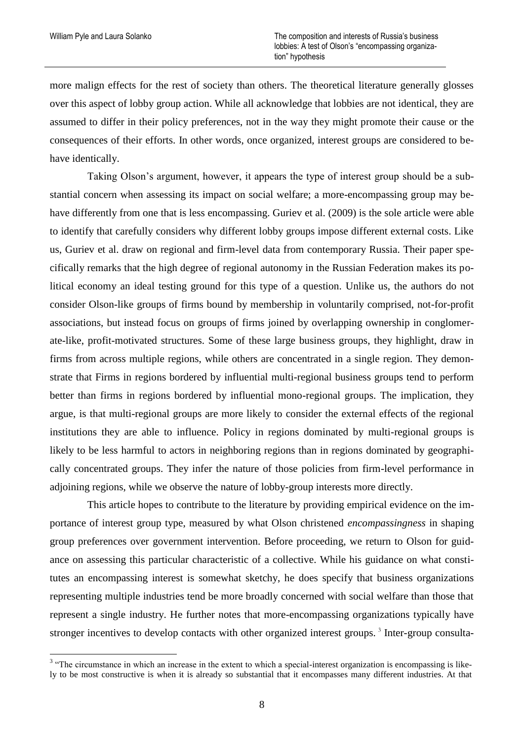more malign effects for the rest of society than others. The theoretical literature generally glosses over this aspect of lobby group action. While all acknowledge that lobbies are not identical, they are assumed to differ in their policy preferences, not in the way they might promote their cause or the consequences of their efforts. In other words, once organized, interest groups are considered to behave identically.

Taking Olson's argument, however, it appears the type of interest group should be a substantial concern when assessing its impact on social welfare; a more-encompassing group may behave differently from one that is less encompassing. Guriev et al. (2009) is the sole article were able to identify that carefully considers why different lobby groups impose different external costs. Like us, Guriev et al. draw on regional and firm-level data from contemporary Russia. Their paper specifically remarks that the high degree of regional autonomy in the Russian Federation makes its political economy an ideal testing ground for this type of a question. Unlike us, the authors do not consider Olson-like groups of firms bound by membership in voluntarily comprised, not-for-profit associations, but instead focus on groups of firms joined by overlapping ownership in conglomerate-like, profit-motivated structures. Some of these large business groups, they highlight, draw in firms from across multiple regions, while others are concentrated in a single region. They demonstrate that Firms in regions bordered by influential multi-regional business groups tend to perform better than firms in regions bordered by influential mono-regional groups. The implication, they argue, is that multi-regional groups are more likely to consider the external effects of the regional institutions they are able to influence. Policy in regions dominated by multi-regional groups is likely to be less harmful to actors in neighboring regions than in regions dominated by geographically concentrated groups. They infer the nature of those policies from firm-level performance in adjoining regions, while we observe the nature of lobby-group interests more directly.

This article hopes to contribute to the literature by providing empirical evidence on the importance of interest group type, measured by what Olson christened *encompassingness* in shaping group preferences over government intervention. Before proceeding, we return to Olson for guidance on assessing this particular characteristic of a collective. While his guidance on what constitutes an encompassing interest is somewhat sketchy, he does specify that business organizations representing multiple industries tend be more broadly concerned with social welfare than those that represent a single industry. He further notes that more-encompassing organizations typically have stronger incentives to develop contacts with other organized interest groups. [3] Inter-group consulta-

[3] "The circumstance in which an increase in the extent to which a special-interest organization is encompassing is likely to be most constructive is when it is already so substantial that it encompasses many different industries. At that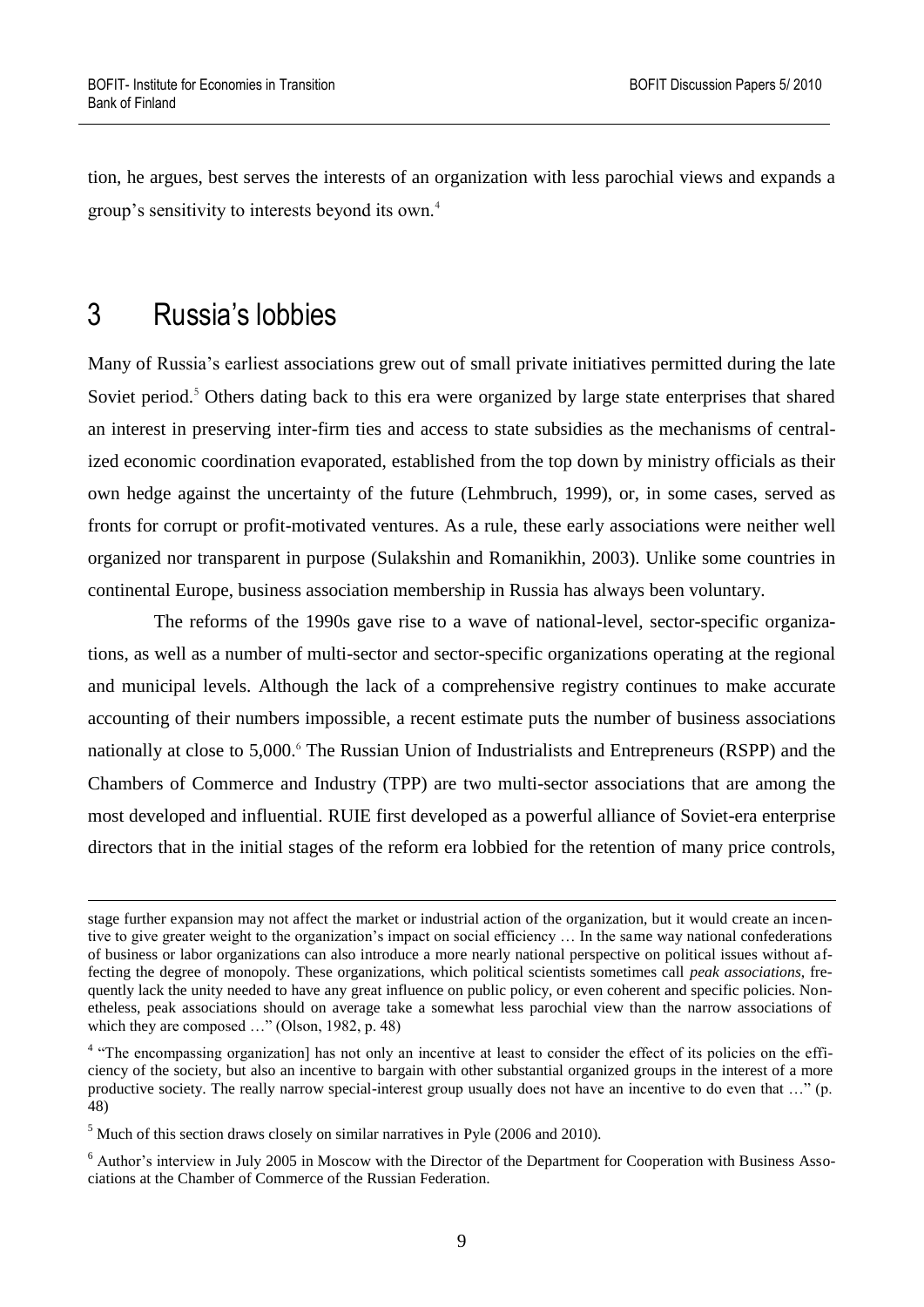tion, he argues, best serves the interests of an organization with less parochial views and expands a group's sensitivity to interests beyond its own.[4]

# 3 Russia's lobbies

Many of Russia's earliest associations grew out of small private initiatives permitted during the late Soviet period.[5] Others dating back to this era were organized by large state enterprises that shared an interest in preserving inter-firm ties and access to state subsidies as the mechanisms of centralized economic coordination evaporated, established from the top down by ministry officials as their own hedge against the uncertainty of the future (Lehmbruch, 1999), or, in some cases, served as fronts for corrupt or profit-motivated ventures. As a rule, these early associations were neither well organized nor transparent in purpose (Sulakshin and Romanikhin, 2003). Unlike some countries in continental Europe, business association membership in Russia has always been voluntary.

The reforms of the 1990s gave rise to a wave of national-level, sector-specific organizations, as well as a number of multi-sector and sector-specific organizations operating at the regional and municipal levels. Although the lack of a comprehensive registry continues to make accurate accounting of their numbers impossible, a recent estimate puts the number of business associations nationally at close to 5,000.[6] The Russian Union of Industrialists and Entrepreneurs (RSPP) and the Chambers of Commerce and Industry (TPP) are two multi-sector associations that are among the most developed and influential. RUIE first developed as a powerful alliance of Soviet-era enterprise directors that in the initial stages of the reform era lobbied for the retention of many price controls,

---

stage further expansion may not affect the market or industrial action of the organization, but it would create an incentive to give greater weight to the organization's impact on social efficiency … In the same way national confederations of business or labor organizations can also introduce a more nearly national perspective on political issues without affecting the degree of monopoly. These organizations, which political scientists sometimes call *peak associations*, frequently lack the unity needed to have any great influence on public policy, or even coherent and specific policies. Nonetheless, peak associations should on average take a somewhat less parochial view than the narrow associations of which they are composed …" (Olson, 1982, p. 48)

[4] "The encompassing organization] has not only an incentive at least to consider the effect of its policies on the efficiency of the society, but also an incentive to bargain with other substantial organized groups in the interest of a more productive society. The really narrow special-interest group usually does not have an incentive to do even that …" (p. 48)

[5] Much of this section draws closely on similar narratives in Pyle (2006 and 2010).

[6] Author's interview in July 2005 in Moscow with the Director of the Department for Cooperation with Business Associations at the Chamber of Commerce of the Russian Federation.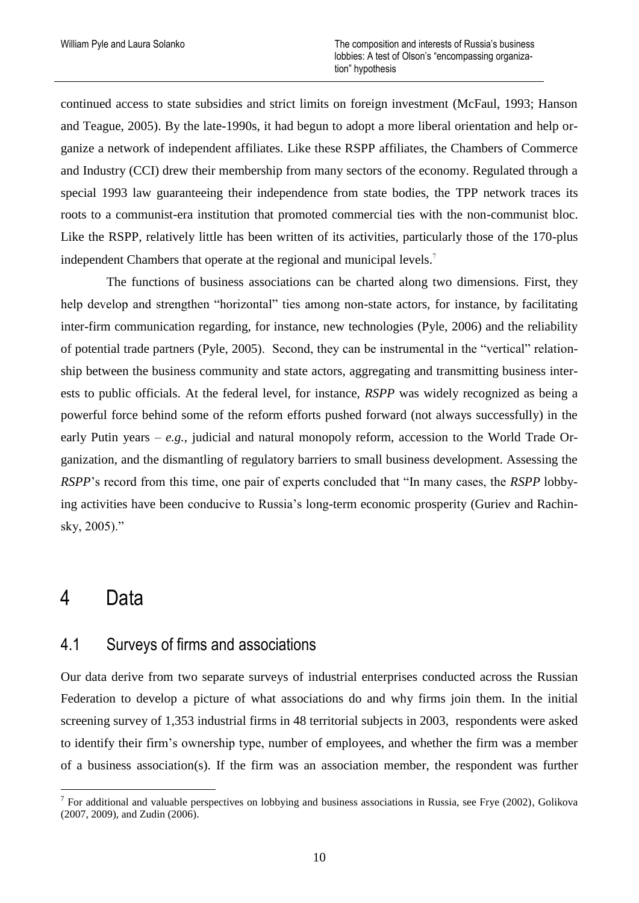continued access to state subsidies and strict limits on foreign investment (McFaul, 1993; Hanson and Teague, 2005). By the late-1990s, it had begun to adopt a more liberal orientation and help organize a network of independent affiliates. Like these RSPP affiliates, the Chambers of Commerce and Industry (CCI) drew their membership from many sectors of the economy. Regulated through a special 1993 law guaranteeing their independence from state bodies, the TPP network traces its roots to a communist-era institution that promoted commercial ties with the non-communist bloc. Like the RSPP, relatively little has been written of its activities, particularly those of the 170-plus independent Chambers that operate at the regional and municipal levels.[7]

The functions of business associations can be charted along two dimensions. First, they help develop and strengthen "horizontal" ties among non-state actors, for instance, by facilitating inter-firm communication regarding, for instance, new technologies (Pyle, 2006) and the reliability of potential trade partners (Pyle, 2005). Second, they can be instrumental in the "vertical" relationship between the business community and state actors, aggregating and transmitting business interests to public officials. At the federal level, for instance, *RSPP* was widely recognized as being a powerful force behind some of the reform efforts pushed forward (not always successfully) in the early Putin years – *e.g.*, judicial and natural monopoly reform, accession to the World Trade Organization, and the dismantling of regulatory barriers to small business development. Assessing the *RSPP*'s record from this time, one pair of experts concluded that "In many cases, the *RSPP* lobbying activities have been conducive to Russia's long-term economic prosperity (Guriev and Rachinsky, 2005)."

# 4 Data

## 4.1 Surveys of firms and associations

Our data derive from two separate surveys of industrial enterprises conducted across the Russian Federation to develop a picture of what associations do and why firms join them. In the initial screening survey of 1,353 industrial firms in 48 territorial subjects in 2003, respondents were asked to identify their firm's ownership type, number of employees, and whether the firm was a member of a business association(s). If the firm was an association member, the respondent was further

[7] For additional and valuable perspectives on lobbying and business associations in Russia, see Frye (2002), Golikova (2007, 2009), and Zudin (2006).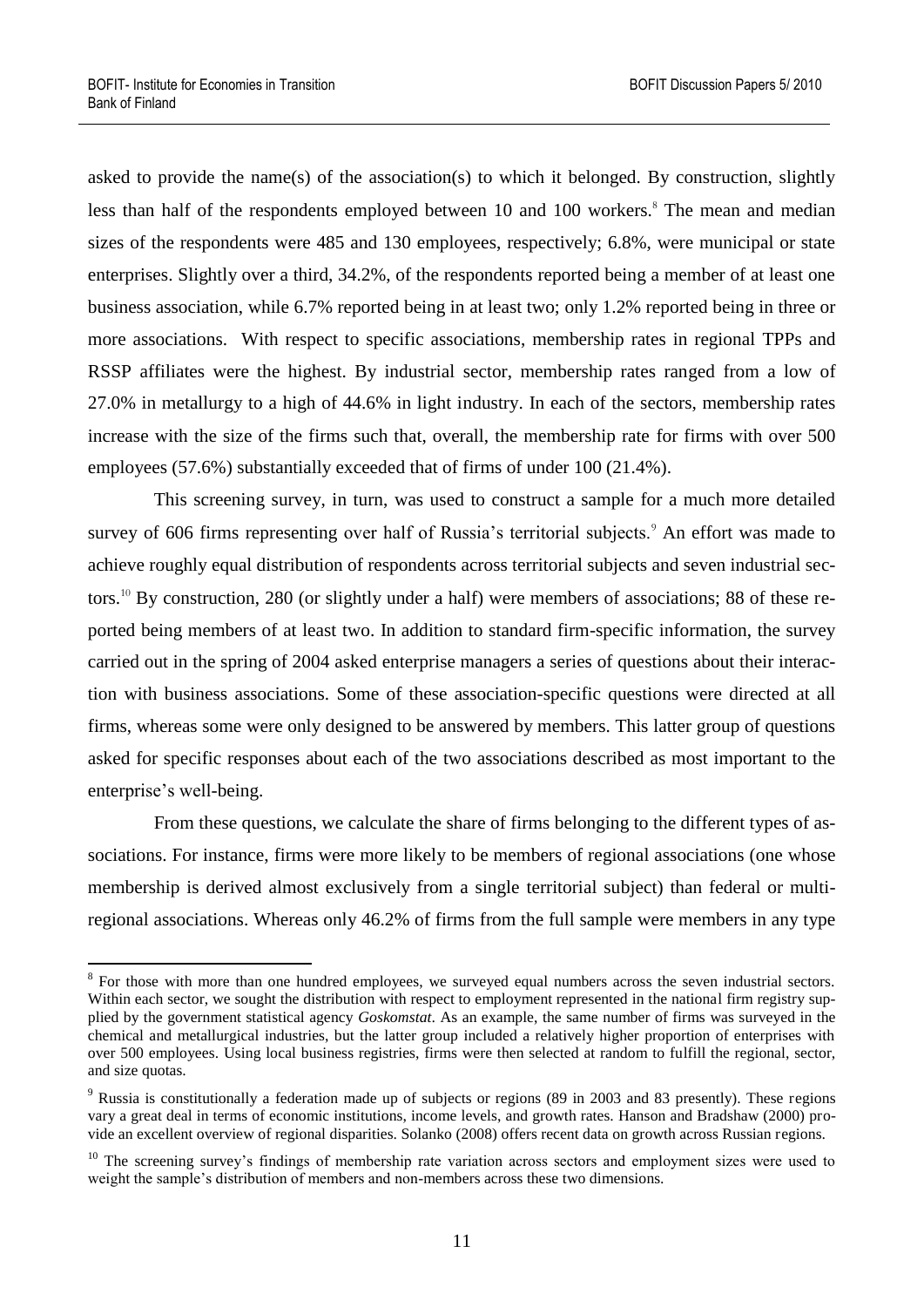asked to provide the name(s) of the association(s) to which it belonged. By construction, slightly less than half of the respondents employed between 10 and 100 workers.[8] The mean and median sizes of the respondents were 485 and 130 employees, respectively; 6.8%, were municipal or state enterprises. Slightly over a third, 34.2%, of the respondents reported being a member of at least one business association, while 6.7% reported being in at least two; only 1.2% reported being in three or more associations. With respect to specific associations, membership rates in regional TPPs and RSSP affiliates were the highest. By industrial sector, membership rates ranged from a low of 27.0% in metallurgy to a high of 44.6% in light industry. In each of the sectors, membership rates increase with the size of the firms such that, overall, the membership rate for firms with over 500 employees (57.6%) substantially exceeded that of firms of under 100 (21.4%).

This screening survey, in turn, was used to construct a sample for a much more detailed survey of 606 firms representing over half of Russia's territorial subjects.[9] An effort was made to achieve roughly equal distribution of respondents across territorial subjects and seven industrial sectors.[10] By construction, 280 (or slightly under a half) were members of associations; 88 of these reported being members of at least two. In addition to standard firm-specific information, the survey carried out in the spring of 2004 asked enterprise managers a series of questions about their interaction with business associations. Some of these association-specific questions were directed at all firms, whereas some were only designed to be answered by members. This latter group of questions asked for specific responses about each of the two associations described as most important to the enterprise's well-being.

From these questions, we calculate the share of firms belonging to the different types of associations. For instance, firms were more likely to be members of regional associations (one whose membership is derived almost exclusively from a single territorial subject) than federal or multi-regional associations. Whereas only 46.2% of firms from the full sample were members in any type

---

[8] For those with more than one hundred employees, we surveyed equal numbers across the seven industrial sectors. Within each sector, we sought the distribution with respect to employment represented in the national firm registry supplied by the government statistical agency *Goskomstat*. As an example, the same number of firms was surveyed in the chemical and metallurgical industries, but the latter group included a relatively higher proportion of enterprises with over 500 employees. Using local business registries, firms were then selected at random to fulfill the regional, sector, and size quotas.

[9] Russia is constitutionally a federation made up of subjects or regions (89 in 2003 and 83 presently). These regions vary a great deal in terms of economic institutions, income levels, and growth rates. Hanson and Bradshaw (2000) provide an excellent overview of regional disparities. Solanko (2008) offers recent data on growth across Russian regions.

[10] The screening survey's findings of membership rate variation across sectors and employment sizes were used to weight the sample's distribution of members and non-members across these two dimensions.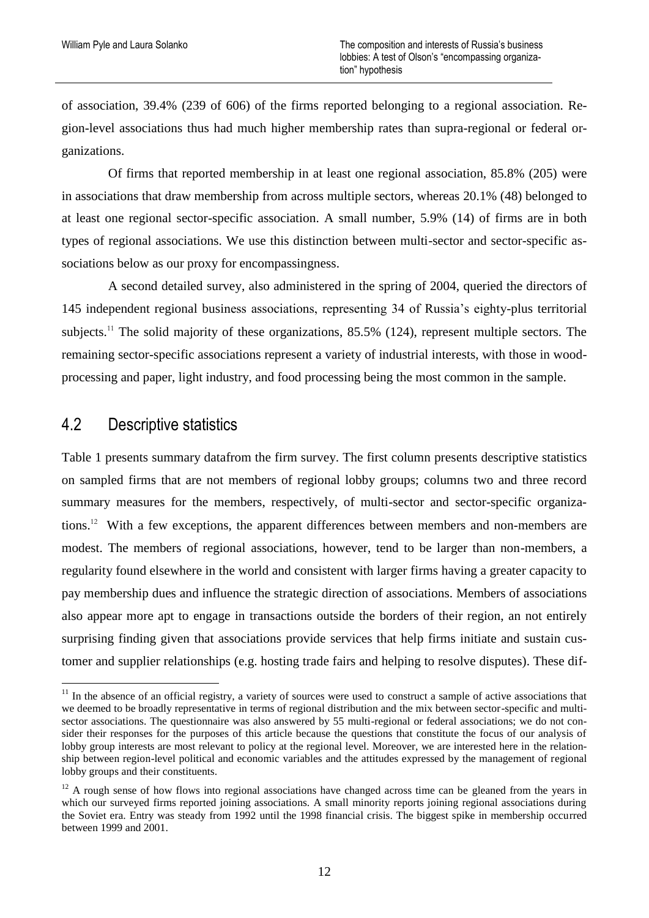of association, 39.4% (239 of 606) of the firms reported belonging to a regional association. Region-level associations thus had much higher membership rates than supra-regional or federal organizations.

Of firms that reported membership in at least one regional association, 85.8% (205) were in associations that draw membership from across multiple sectors, whereas 20.1% (48) belonged to at least one regional sector-specific association. A small number, 5.9% (14) of firms are in both types of regional associations. We use this distinction between multi-sector and sector-specific associations below as our proxy for encompassingness.

A second detailed survey, also administered in the spring of 2004, queried the directors of 145 independent regional business associations, representing 34 of Russia's eighty-plus territorial subjects.[11] The solid majority of these organizations, 85.5% (124), represent multiple sectors. The remaining sector-specific associations represent a variety of industrial interests, with those in wood-processing and paper, light industry, and food processing being the most common in the sample.

## 4.2 Descriptive statistics

Table 1 presents summary datafrom the firm survey. The first column presents descriptive statistics on sampled firms that are not members of regional lobby groups; columns two and three record summary measures for the members, respectively, of multi-sector and sector-specific organizations.[12] With a few exceptions, the apparent differences between members and non-members are modest. The members of regional associations, however, tend to be larger than non-members, a regularity found elsewhere in the world and consistent with larger firms having a greater capacity to pay membership dues and influence the strategic direction of associations. Members of associations also appear more apt to engage in transactions outside the borders of their region, an not entirely surprising finding given that associations provide services that help firms initiate and sustain customer and supplier relationships (e.g. hosting trade fairs and helping to resolve disputes). These dif-

[11] In the absence of an official registry, a variety of sources were used to construct a sample of active associations that we deemed to be broadly representative in terms of regional distribution and the mix between sector-specific and multi-sector associations. The questionnaire was also answered by 55 multi-regional or federal associations; we do not consider their responses for the purposes of this article because the questions that constitute the focus of our analysis of lobby group interests are most relevant to policy at the regional level. Moreover, we are interested here in the relationship between region-level political and economic variables and the attitudes expressed by the management of regional lobby groups and their constituents.

[12] A rough sense of how flows into regional associations have changed across time can be gleaned from the years in which our surveyed firms reported joining associations. A small minority reports joining regional associations during the Soviet era. Entry was steady from 1992 until the 1998 financial crisis. The biggest spike in membership occurred between 1999 and 2001.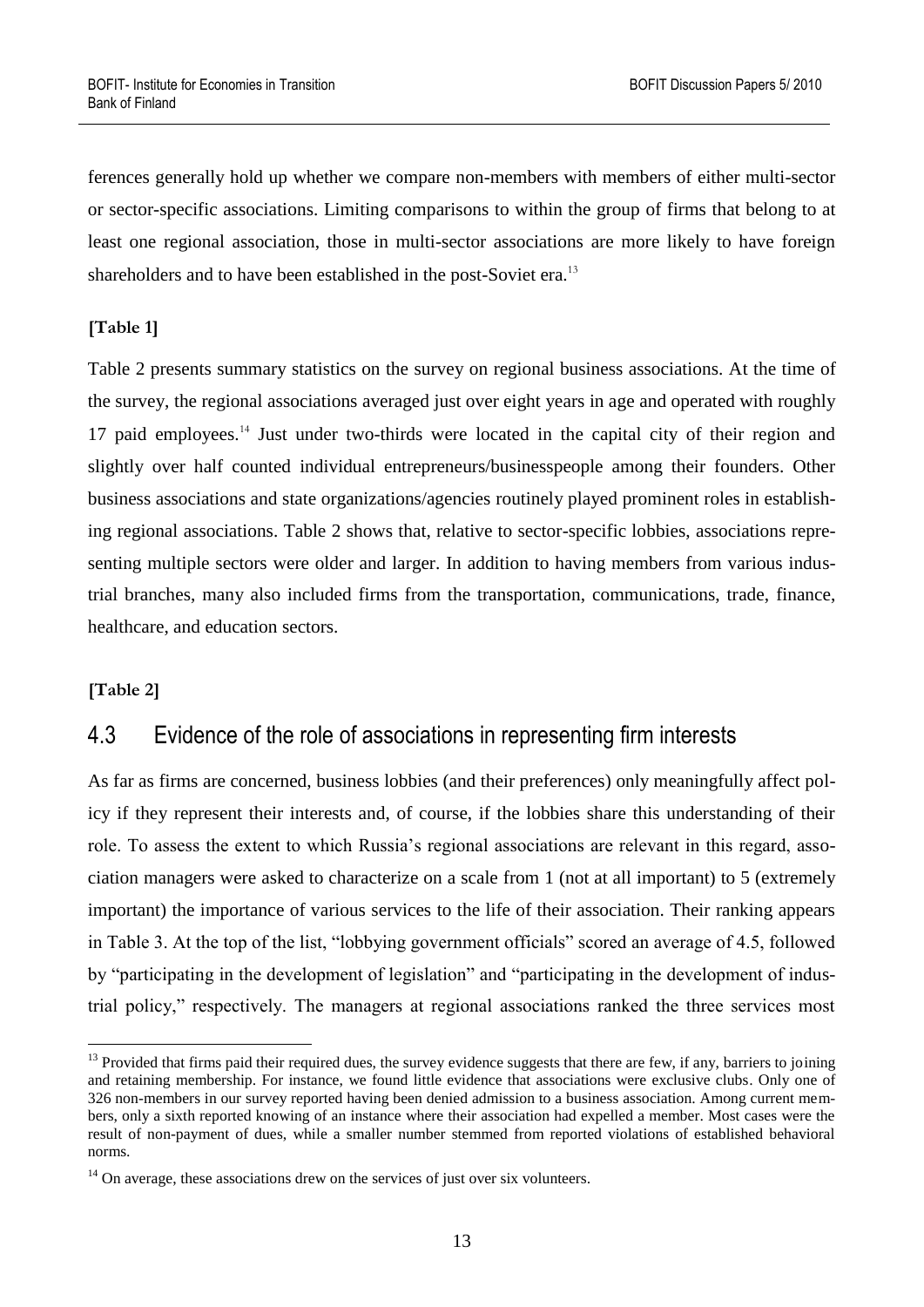ferences generally hold up whether we compare non-members with members of either multi-sector or sector-specific associations. Limiting comparisons to within the group of firms that belong to at least one regional association, those in multi-sector associations are more likely to have foreign shareholders and to have been established in the post-Soviet era.[13]

**[Table 1]**

Table 2 presents summary statistics on the survey on regional business associations. At the time of the survey, the regional associations averaged just over eight years in age and operated with roughly 17 paid employees.[14] Just under two-thirds were located in the capital city of their region and slightly over half counted individual entrepreneurs/businesspeople among their founders. Other business associations and state organizations/agencies routinely played prominent roles in establishing regional associations. Table 2 shows that, relative to sector-specific lobbies, associations representing multiple sectors were older and larger. In addition to having members from various industrial branches, many also included firms from the transportation, communications, trade, finance, healthcare, and education sectors.

**[Table 2]**

## 4.3 Evidence of the role of associations in representing firm interests

As far as firms are concerned, business lobbies (and their preferences) only meaningfully affect policy if they represent their interests and, of course, if the lobbies share this understanding of their role. To assess the extent to which Russia's regional associations are relevant in this regard, association managers were asked to characterize on a scale from 1 (not at all important) to 5 (extremely important) the importance of various services to the life of their association. Their ranking appears in Table 3. At the top of the list, "lobbying government officials" scored an average of 4.5, followed by "participating in the development of legislation" and "participating in the development of industrial policy," respectively. The managers at regional associations ranked the three services most

---

[13] Provided that firms paid their required dues, the survey evidence suggests that there are few, if any, barriers to joining and retaining membership. For instance, we found little evidence that associations were exclusive clubs. Only one of 326 non-members in our survey reported having been denied admission to a business association. Among current members, only a sixth reported knowing of an instance where their association had expelled a member. Most cases were the result of non-payment of dues, while a smaller number stemmed from reported violations of established behavioral norms.

[14] On average, these associations drew on the services of just over six volunteers.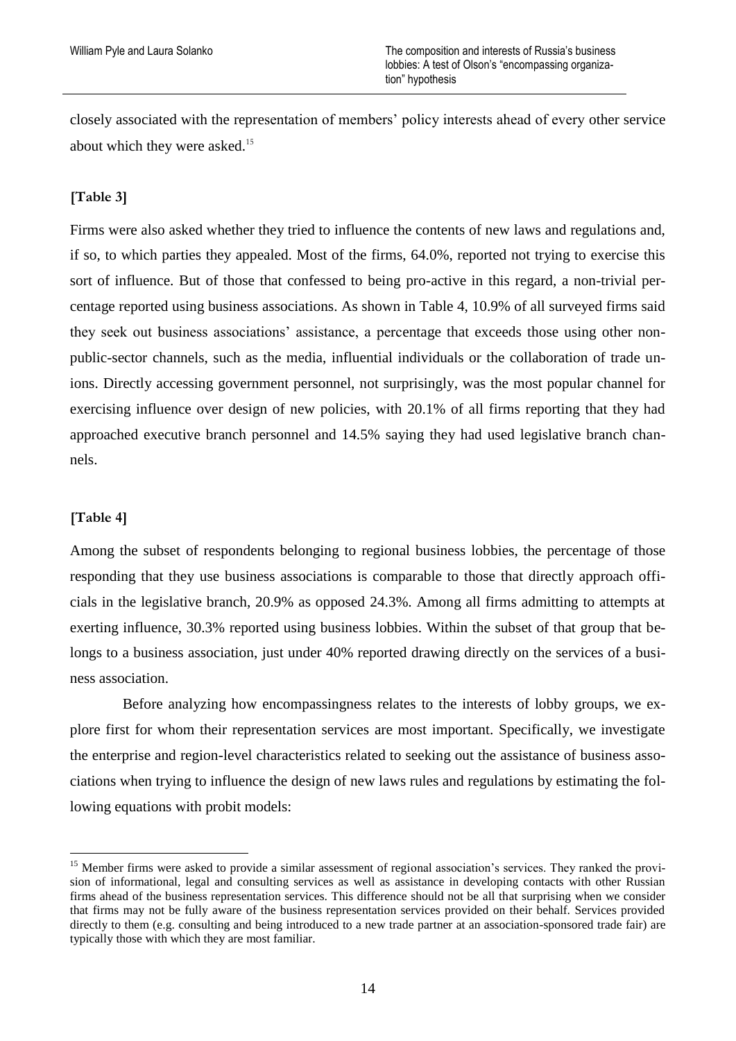closely associated with the representation of members' policy interests ahead of every other service about which they were asked.[15]

**[Table 3]**

Firms were also asked whether they tried to influence the contents of new laws and regulations and, if so, to which parties they appealed. Most of the firms, 64.0%, reported not trying to exercise this sort of influence. But of those that confessed to being pro-active in this regard, a non-trivial percentage reported using business associations. As shown in Table 4, 10.9% of all surveyed firms said they seek out business associations' assistance, a percentage that exceeds those using other non-public-sector channels, such as the media, influential individuals or the collaboration of trade unions. Directly accessing government personnel, not surprisingly, was the most popular channel for exercising influence over design of new policies, with 20.1% of all firms reporting that they had approached executive branch personnel and 14.5% saying they had used legislative branch channels.

**[Table 4]**

Among the subset of respondents belonging to regional business lobbies, the percentage of those responding that they use business associations is comparable to those that directly approach officials in the legislative branch, 20.9% as opposed 24.3%. Among all firms admitting to attempts at exerting influence, 30.3% reported using business lobbies. Within the subset of that group that belongs to a business association, just under 40% reported drawing directly on the services of a business association.

Before analyzing how encompassingness relates to the interests of lobby groups, we explore first for whom their representation services are most important. Specifically, we investigate the enterprise and region-level characteristics related to seeking out the assistance of business associations when trying to influence the design of new laws rules and regulations by estimating the following equations with probit models:

---

[15] Member firms were asked to provide a similar assessment of regional association's services. They ranked the provision of informational, legal and consulting services as well as assistance in developing contacts with other Russian firms ahead of the business representation services. This difference should not be all that surprising when we consider that firms may not be fully aware of the business representation services provided on their behalf. Services provided directly to them (e.g. consulting and being introduced to a new trade partner at an association-sponsored trade fair) are typically those with which they are most familiar.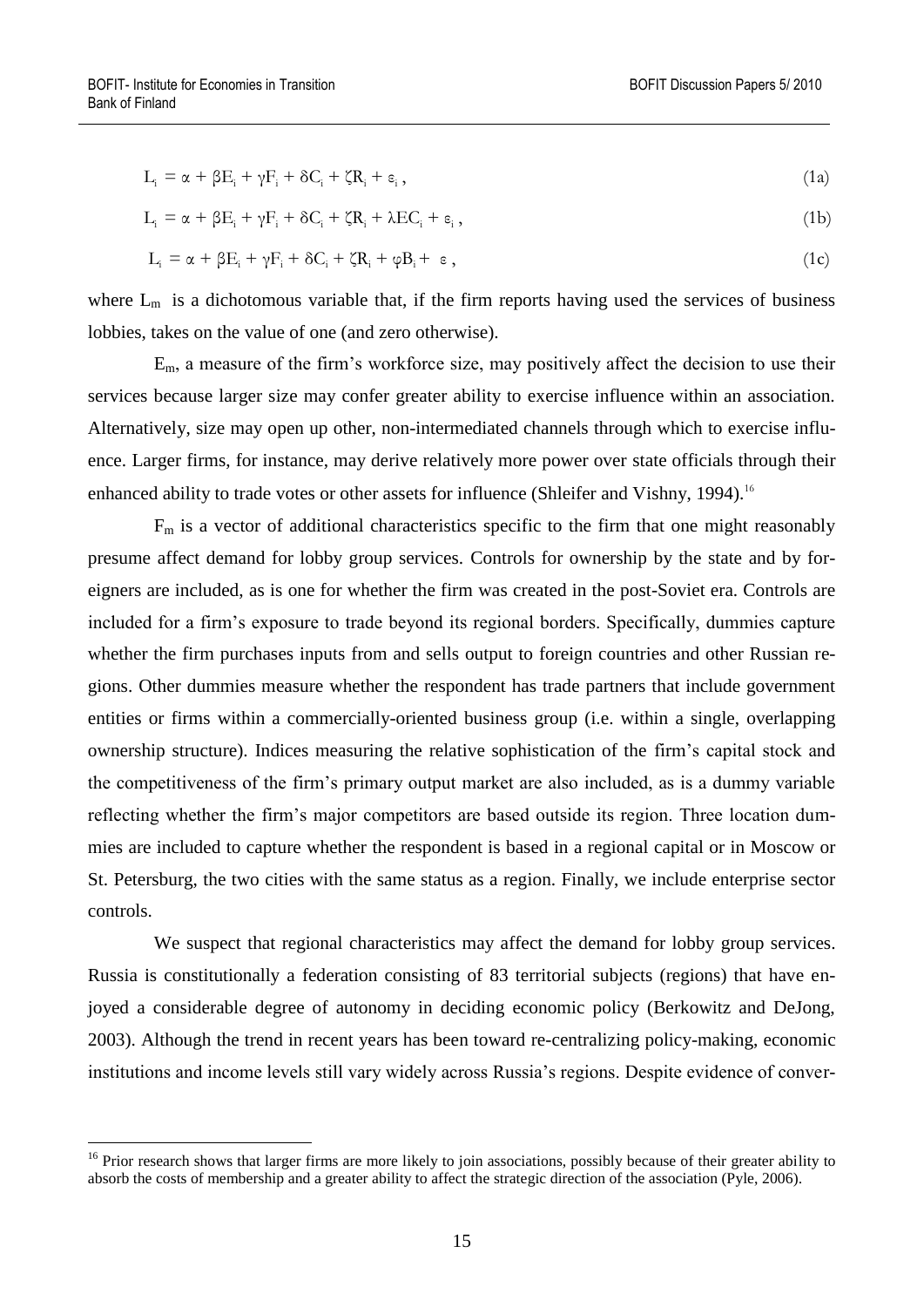$$L_i = \alpha + \beta E_i + \gamma F_i + \delta C_i + \zeta R_i + \varepsilon_i , \tag{1a}$$

$$L_i = \alpha + \beta E_i + \gamma F_i + \delta C_i + \zeta R_i + \lambda EC_i + \varepsilon_i , \tag{1b}$$

$$L_i = \alpha + \beta E_i + \gamma F_i + \delta C_i + \zeta R_i + \varphi B_i + \varepsilon , \tag{1c}$$

where $L_m$ is a dichotomous variable that, if the firm reports having used the services of business lobbies, takes on the value of one (and zero otherwise).

$E_m$, a measure of the firm's workforce size, may positively affect the decision to use their services because larger size may confer greater ability to exercise influence within an association. Alternatively, size may open up other, non-intermediated channels through which to exercise influence. Larger firms, for instance, may derive relatively more power over state officials through their enhanced ability to trade votes or other assets for influence (Shleifer and Vishny, 1994).[16]

$F_m$ is a vector of additional characteristics specific to the firm that one might reasonably presume affect demand for lobby group services. Controls for ownership by the state and by foreigners are included, as is one for whether the firm was created in the post-Soviet era. Controls are included for a firm's exposure to trade beyond its regional borders. Specifically, dummies capture whether the firm purchases inputs from and sells output to foreign countries and other Russian regions. Other dummies measure whether the respondent has trade partners that include government entities or firms within a commercially-oriented business group (i.e. within a single, overlapping ownership structure). Indices measuring the relative sophistication of the firm's capital stock and the competitiveness of the firm's primary output market are also included, as is a dummy variable reflecting whether the firm's major competitors are based outside its region. Three location dummies are included to capture whether the respondent is based in a regional capital or in Moscow or St. Petersburg, the two cities with the same status as a region. Finally, we include enterprise sector controls.

We suspect that regional characteristics may affect the demand for lobby group services. Russia is constitutionally a federation consisting of 83 territorial subjects (regions) that have enjoyed a considerable degree of autonomy in deciding economic policy (Berkowitz and DeJong, 2003). Although the trend in recent years has been toward re-centralizing policy-making, economic institutions and income levels still vary widely across Russia's regions. Despite evidence of conver-

[16] Prior research shows that larger firms are more likely to join associations, possibly because of their greater ability to absorb the costs of membership and a greater ability to affect the strategic direction of the association (Pyle, 2006).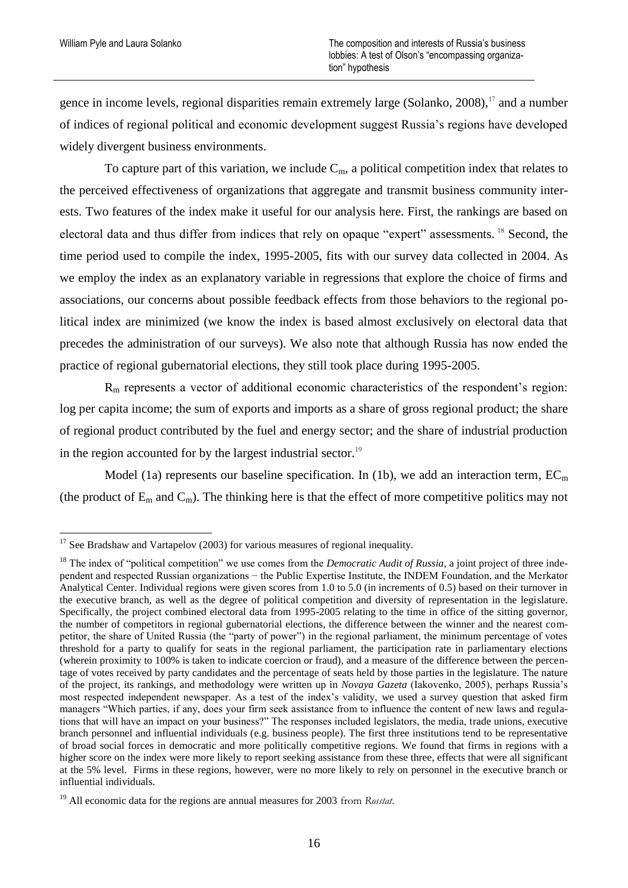gence in income levels, regional disparities remain extremely large (Solanko, 2008),[17] and a number of indices of regional political and economic development suggest Russia's regions have developed widely divergent business environments.

To capture part of this variation, we include $C_m$, a political competition index that relates to the perceived effectiveness of organizations that aggregate and transmit business community interests. Two features of the index make it useful for our analysis here. First, the rankings are based on electoral data and thus differ from indices that rely on opaque "expert" assessments. [18] Second, the time period used to compile the index, 1995-2005, fits with our survey data collected in 2004. As we employ the index as an explanatory variable in regressions that explore the choice of firms and associations, our concerns about possible feedback effects from those behaviors to the regional political index are minimized (we know the index is based almost exclusively on electoral data that precedes the administration of our surveys). We also note that although Russia has now ended the practice of regional gubernatorial elections, they still took place during 1995-2005.

$R_m$ represents a vector of additional economic characteristics of the respondent's region: log per capita income; the sum of exports and imports as a share of gross regional product; the share of regional product contributed by the fuel and energy sector; and the share of industrial production in the region accounted for by the largest industrial sector.[19]

Model (1a) represents our baseline specification. In (1b), we add an interaction term, $EC_m$ (the product of $E_m$ and $C_m$). The thinking here is that the effect of more competitive politics may not

---

[17] See Bradshaw and Vartapelov (2003) for various measures of regional inequality.

[18] The index of "political competition" we use comes from the *Democratic Audit of Russia*, a joint project of three independent and respected Russian organizations − the Public Expertise Institute, the INDEM Foundation, and the Merkator Analytical Center. Individual regions were given scores from 1.0 to 5.0 (in increments of 0.5) based on their turnover in the executive branch, as well as the degree of political competition and diversity of representation in the legislature. Specifically, the project combined electoral data from 1995-2005 relating to the time in office of the sitting governor, the number of competitors in regional gubernatorial elections, the difference between the winner and the nearest competitor, the share of United Russia (the "party of power") in the regional parliament, the minimum percentage of votes threshold for a party to qualify for seats in the regional parliament, the participation rate in parliamentary elections (wherein proximity to 100% is taken to indicate coercion or fraud), and a measure of the difference between the percentage of votes received by party candidates and the percentage of seats held by those parties in the legislature. The nature of the project, its rankings, and methodology were written up in *Novaya Gazeta* (Iakovenko, 2005), perhaps Russia's most respected independent newspaper. As a test of the index's validity, we used a survey question that asked firm managers "Which parties, if any, does your firm seek assistance from to influence the content of new laws and regulations that will have an impact on your business?" The responses included legislators, the media, trade unions, executive branch personnel and influential individuals (e.g. business people). The first three institutions tend to be representative of broad social forces in democratic and more politically competitive regions. We found that firms in regions with a higher score on the index were more likely to report seeking assistance from these three, effects that were all significant at the 5% level. Firms in these regions, however, were no more likely to rely on personnel in the executive branch or influential individuals.

[19] All economic data for the regions are annual measures for 2003 from *Rosstat*.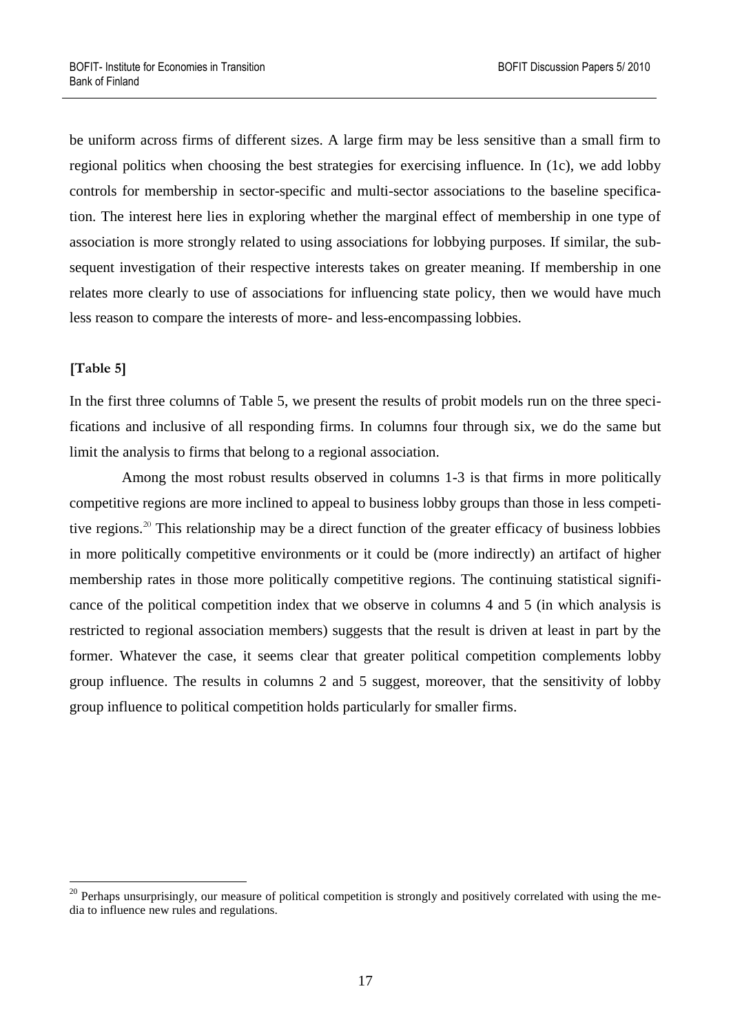be uniform across firms of different sizes. A large firm may be less sensitive than a small firm to regional politics when choosing the best strategies for exercising influence. In (1c), we add lobby controls for membership in sector-specific and multi-sector associations to the baseline specification. The interest here lies in exploring whether the marginal effect of membership in one type of association is more strongly related to using associations for lobbying purposes. If similar, the subsequent investigation of their respective interests takes on greater meaning. If membership in one relates more clearly to use of associations for influencing state policy, then we would have much less reason to compare the interests of more- and less-encompassing lobbies.

**[Table 5]**

In the first three columns of Table 5, we present the results of probit models run on the three specifications and inclusive of all responding firms. In columns four through six, we do the same but limit the analysis to firms that belong to a regional association.

Among the most robust results observed in columns 1-3 is that firms in more politically competitive regions are more inclined to appeal to business lobby groups than those in less competitive regions.[20] This relationship may be a direct function of the greater efficacy of business lobbies in more politically competitive environments or it could be (more indirectly) an artifact of higher membership rates in those more politically competitive regions. The continuing statistical significance of the political competition index that we observe in columns 4 and 5 (in which analysis is restricted to regional association members) suggests that the result is driven at least in part by the former. Whatever the case, it seems clear that greater political competition complements lobby group influence. The results in columns 2 and 5 suggest, moreover, that the sensitivity of lobby group influence to political competition holds particularly for smaller firms.

[20] Perhaps unsurprisingly, our measure of political competition is strongly and positively correlated with using the media to influence new rules and regulations.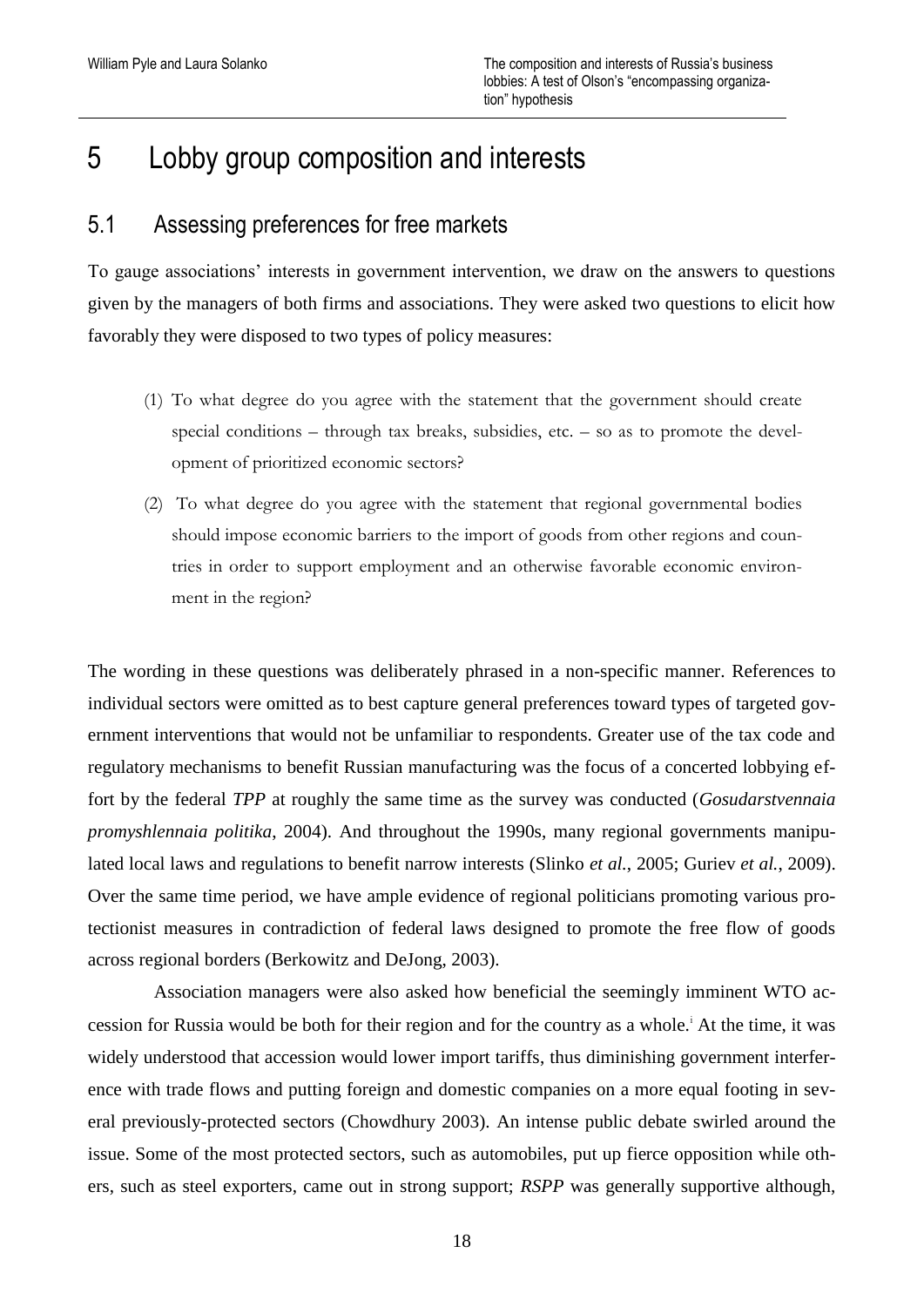# 5 Lobby group composition and interests

## 5.1 Assessing preferences for free markets

To gauge associations' interests in government intervention, we draw on the answers to questions given by the managers of both firms and associations. They were asked two questions to elicit how favorably they were disposed to two types of policy measures:

(1) To what degree do you agree with the statement that the government should create special conditions – through tax breaks, subsidies, etc. – so as to promote the development of prioritized economic sectors?

(2) To what degree do you agree with the statement that regional governmental bodies should impose economic barriers to the import of goods from other regions and countries in order to support employment and an otherwise favorable economic environment in the region?

The wording in these questions was deliberately phrased in a non-specific manner. References to individual sectors were omitted as to best capture general preferences toward types of targeted government interventions that would not be unfamiliar to respondents. Greater use of the tax code and regulatory mechanisms to benefit Russian manufacturing was the focus of a concerted lobbying effort by the federal *TPP* at roughly the same time as the survey was conducted (*Gosudarstvennaia promyshlennaia politika*, 2004). And throughout the 1990s, many regional governments manipulated local laws and regulations to benefit narrow interests (Slinko *et al.*, 2005; Guriev *et al.*, 2009). Over the same time period, we have ample evidence of regional politicians promoting various protectionist measures in contradiction of federal laws designed to promote the free flow of goods across regional borders (Berkowitz and DeJong, 2003).

Association managers were also asked how beneficial the seemingly imminent WTO accession for Russia would be both for their region and for the country as a whole.[i] At the time, it was widely understood that accession would lower import tariffs, thus diminishing government interference with trade flows and putting foreign and domestic companies on a more equal footing in several previously-protected sectors (Chowdhury 2003). An intense public debate swirled around the issue. Some of the most protected sectors, such as automobiles, put up fierce opposition while others, such as steel exporters, came out in strong support; *RSPP* was generally supportive although,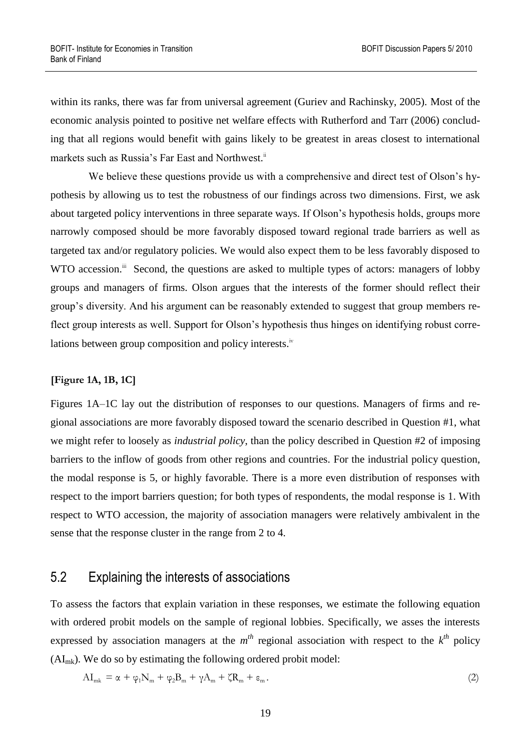within its ranks, there was far from universal agreement (Guriev and Rachinsky, 2005). Most of the economic analysis pointed to positive net welfare effects with Rutherford and Tarr (2006) concluding that all regions would benefit with gains likely to be greatest in areas closest to international markets such as Russia's Far East and Northwest.[ii]

We believe these questions provide us with a comprehensive and direct test of Olson's hypothesis by allowing us to test the robustness of our findings across two dimensions. First, we ask about targeted policy interventions in three separate ways. If Olson's hypothesis holds, groups more narrowly composed should be more favorably disposed toward regional trade barriers as well as targeted tax and/or regulatory policies. We would also expect them to be less favorably disposed to WTO accession.[iii] Second, the questions are asked to multiple types of actors: managers of lobby groups and managers of firms. Olson argues that the interests of the former should reflect their group's diversity. And his argument can be reasonably extended to suggest that group members reflect group interests as well. Support for Olson's hypothesis thus hinges on identifying robust correlations between group composition and policy interests.[iv]

**[Figure 1A, 1B, 1C]**

Figures 1A–1C lay out the distribution of responses to our questions. Managers of firms and regional associations are more favorably disposed toward the scenario described in Question #1, what we might refer to loosely as *industrial policy*, than the policy described in Question #2 of imposing barriers to the inflow of goods from other regions and countries. For the industrial policy question, the modal response is 5, or highly favorable. There is a more even distribution of responses with respect to the import barriers question; for both types of respondents, the modal response is 1. With respect to WTO accession, the majority of association managers were relatively ambivalent in the sense that the response cluster in the range from 2 to 4.

## 5.2 Explaining the interests of associations

To assess the factors that explain variation in these responses, we estimate the following equation with ordered probit models on the sample of regional lobbies. Specifically, we asses the interests expressed by association managers at the $m^{th}$ regional association with respect to the $k^{th}$ policy ($AI_{mk}$). We do so by estimating the following ordered probit model:

$$AI_{mk} = \alpha + \varphi_1 N_m + \varphi_2 B_m + \gamma A_m + \zeta R_m + \varepsilon_m . \tag{2}$$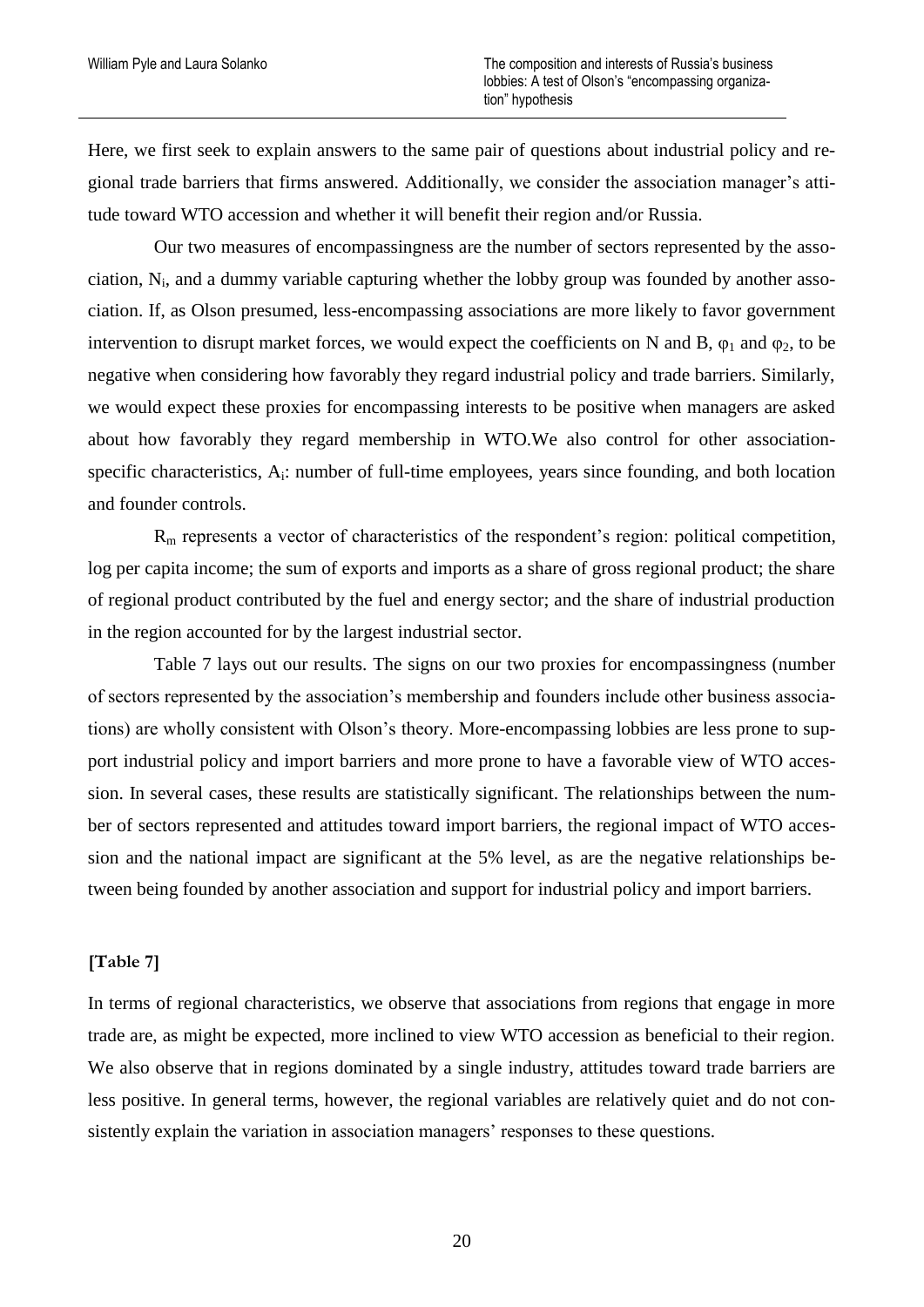Here, we first seek to explain answers to the same pair of questions about industrial policy and regional trade barriers that firms answered. Additionally, we consider the association manager's attitude toward WTO accession and whether it will benefit their region and/or Russia.

Our two measures of encompassingness are the number of sectors represented by the association, $N_i$, and a dummy variable capturing whether the lobby group was founded by another association. If, as Olson presumed, less-encompassing associations are more likely to favor government intervention to disrupt market forces, we would expect the coefficients on N and B, $\varphi_1$ and $\varphi_2$, to be negative when considering how favorably they regard industrial policy and trade barriers. Similarly, we would expect these proxies for encompassing interests to be positive when managers are asked about how favorably they regard membership in WTO.We also control for other association-specific characteristics, $A_i$: number of full-time employees, years since founding, and both location and founder controls.

$R_m$ represents a vector of characteristics of the respondent's region: political competition, log per capita income; the sum of exports and imports as a share of gross regional product; the share of regional product contributed by the fuel and energy sector; and the share of industrial production in the region accounted for by the largest industrial sector.

Table 7 lays out our results. The signs on our two proxies for encompassingness (number of sectors represented by the association's membership and founders include other business associations) are wholly consistent with Olson's theory. More-encompassing lobbies are less prone to support industrial policy and import barriers and more prone to have a favorable view of WTO accession. In several cases, these results are statistically significant. The relationships between the number of sectors represented and attitudes toward import barriers, the regional impact of WTO accession and the national impact are significant at the 5% level, as are the negative relationships between being founded by another association and support for industrial policy and import barriers.

**[Table 7]**

In terms of regional characteristics, we observe that associations from regions that engage in more trade are, as might be expected, more inclined to view WTO accession as beneficial to their region. We also observe that in regions dominated by a single industry, attitudes toward trade barriers are less positive. In general terms, however, the regional variables are relatively quiet and do not consistently explain the variation in association managers' responses to these questions.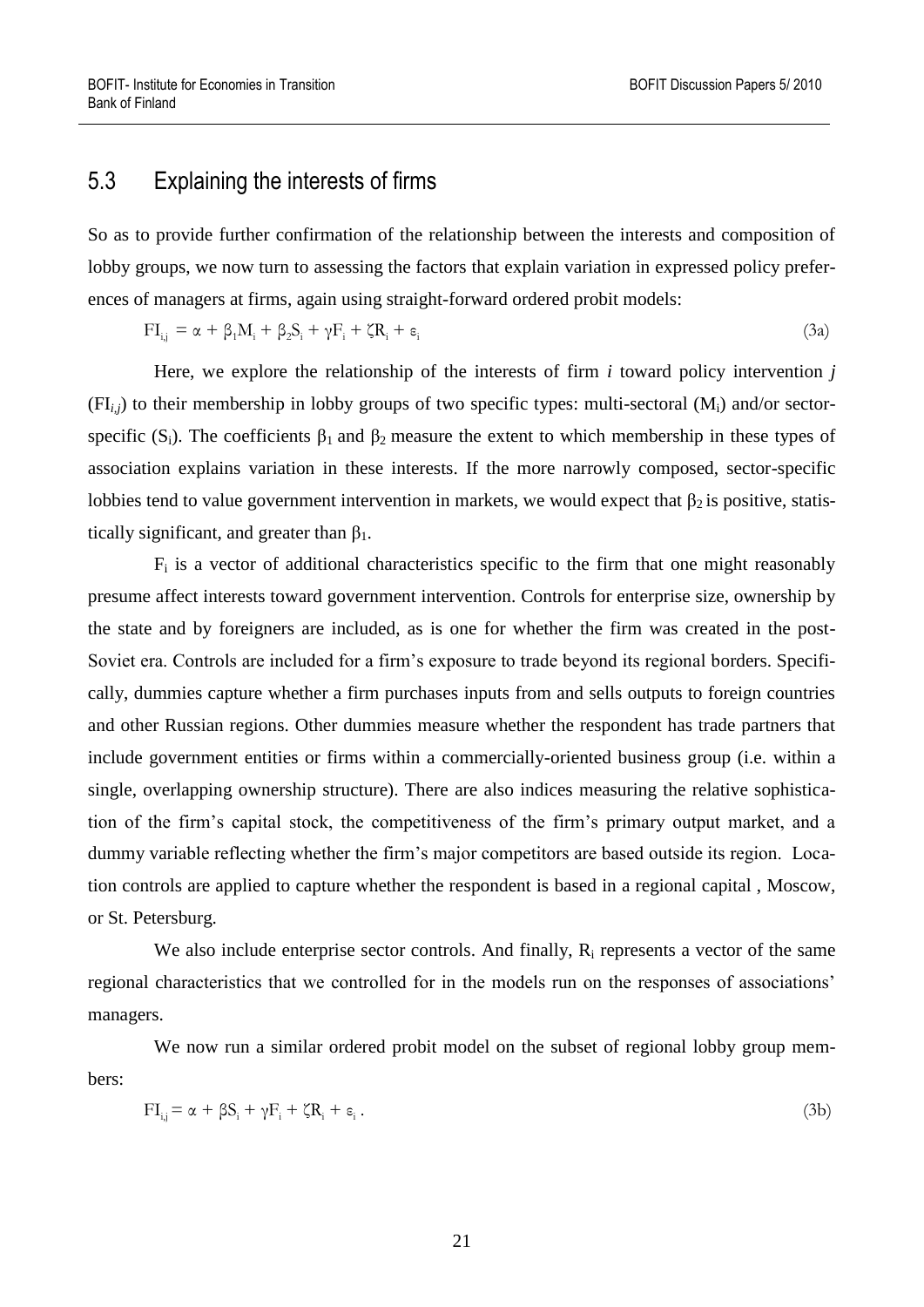## 5.3 Explaining the interests of firms

So as to provide further confirmation of the relationship between the interests and composition of lobby groups, we now turn to assessing the factors that explain variation in expressed policy preferences of managers at firms, again using straight-forward ordered probit models:

$$FI_{i,j} = \alpha + \beta_1 M_i + \beta_2 S_i + \gamma F_i + \zeta R_i + \varepsilon_i \tag{3a}$$

Here, we explore the relationship of the interests of firm *i* toward policy intervention *j* ($FI_{i,j}$) to their membership in lobby groups of two specific types: multi-sectoral ($M_i$) and/or sector-specific ($S_i$). The coefficients $\beta_1$ and $\beta_2$ measure the extent to which membership in these types of association explains variation in these interests. If the more narrowly composed, sector-specific lobbies tend to value government intervention in markets, we would expect that $\beta_2$ is positive, statistically significant, and greater than $\beta_1$.

$F_i$ is a vector of additional characteristics specific to the firm that one might reasonably presume affect interests toward government intervention. Controls for enterprise size, ownership by the state and by foreigners are included, as is one for whether the firm was created in the post-Soviet era. Controls are included for a firm's exposure to trade beyond its regional borders. Specifically, dummies capture whether a firm purchases inputs from and sells outputs to foreign countries and other Russian regions. Other dummies measure whether the respondent has trade partners that include government entities or firms within a commercially-oriented business group (i.e. within a single, overlapping ownership structure). There are also indices measuring the relative sophistication of the firm's capital stock, the competitiveness of the firm's primary output market, and a dummy variable reflecting whether the firm's major competitors are based outside its region. Location controls are applied to capture whether the respondent is based in a regional capital , Moscow, or St. Petersburg.

We also include enterprise sector controls. And finally, $R_i$ represents a vector of the same regional characteristics that we controlled for in the models run on the responses of associations' managers.

We now run a similar ordered probit model on the subset of regional lobby group members:

$$FI_{i,j} = \alpha + \beta S_i + \gamma F_i + \zeta R_i + \varepsilon_i \,. \tag{3b}$$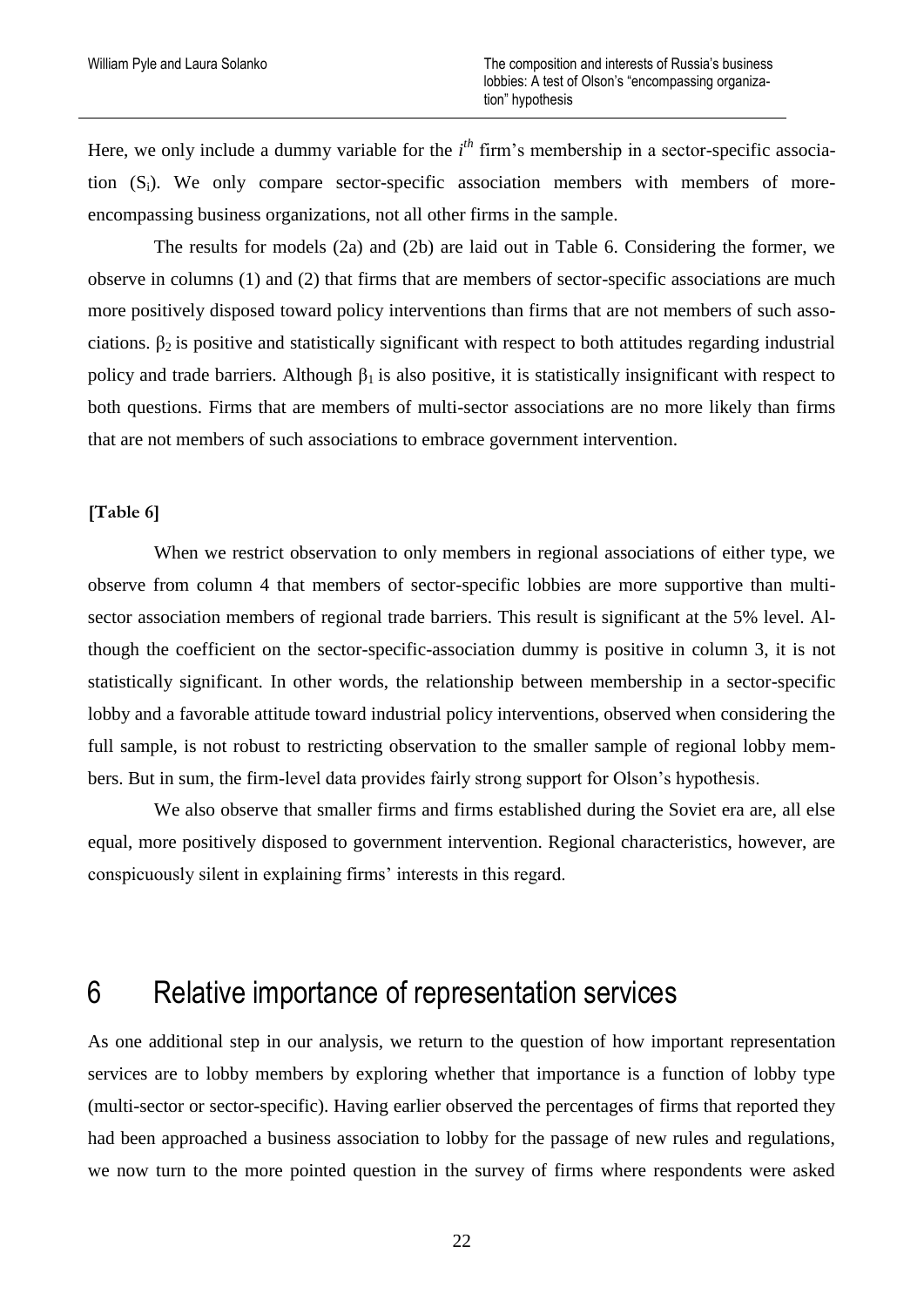Here, we only include a dummy variable for the $i^{th}$ firm's membership in a sector-specific association ($S_i$). We only compare sector-specific association members with members of more-encompassing business organizations, not all other firms in the sample.

The results for models (2a) and (2b) are laid out in Table 6. Considering the former, we observe in columns (1) and (2) that firms that are members of sector-specific associations are much more positively disposed toward policy interventions than firms that are not members of such associations. $\beta_2$ is positive and statistically significant with respect to both attitudes regarding industrial policy and trade barriers. Although $\beta_1$ is also positive, it is statistically insignificant with respect to both questions. Firms that are members of multi-sector associations are no more likely than firms that are not members of such associations to embrace government intervention.

**[Table 6]**

When we restrict observation to only members in regional associations of either type, we observe from column 4 that members of sector-specific lobbies are more supportive than multi-sector association members of regional trade barriers. This result is significant at the 5% level. Although the coefficient on the sector-specific-association dummy is positive in column 3, it is not statistically significant. In other words, the relationship between membership in a sector-specific lobby and a favorable attitude toward industrial policy interventions, observed when considering the full sample, is not robust to restricting observation to the smaller sample of regional lobby members. But in sum, the firm-level data provides fairly strong support for Olson's hypothesis.

We also observe that smaller firms and firms established during the Soviet era are, all else equal, more positively disposed to government intervention. Regional characteristics, however, are conspicuously silent in explaining firms' interests in this regard.

# 6 Relative importance of representation services

As one additional step in our analysis, we return to the question of how important representation services are to lobby members by exploring whether that importance is a function of lobby type (multi-sector or sector-specific). Having earlier observed the percentages of firms that reported they had been approached a business association to lobby for the passage of new rules and regulations, we now turn to the more pointed question in the survey of firms where respondents were asked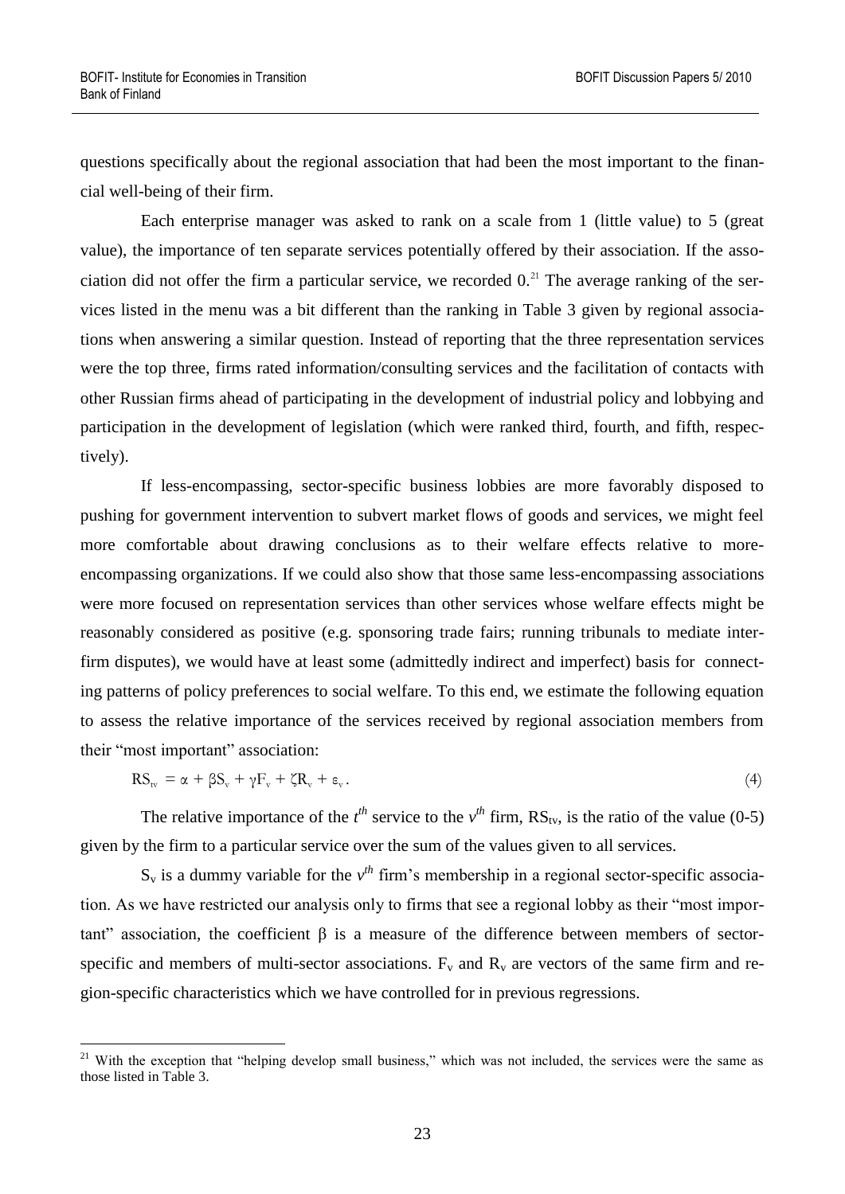questions specifically about the regional association that had been the most important to the financial well-being of their firm.

Each enterprise manager was asked to rank on a scale from 1 (little value) to 5 (great value), the importance of ten separate services potentially offered by their association. If the association did not offer the firm a particular service, we recorded 0.[21] The average ranking of the services listed in the menu was a bit different than the ranking in Table 3 given by regional associations when answering a similar question. Instead of reporting that the three representation services were the top three, firms rated information/consulting services and the facilitation of contacts with other Russian firms ahead of participating in the development of industrial policy and lobbying and participation in the development of legislation (which were ranked third, fourth, and fifth, respectively).

If less-encompassing, sector-specific business lobbies are more favorably disposed to pushing for government intervention to subvert market flows of goods and services, we might feel more comfortable about drawing conclusions as to their welfare effects relative to more-encompassing organizations. If we could also show that those same less-encompassing associations were more focused on representation services than other services whose welfare effects might be reasonably considered as positive (e.g. sponsoring trade fairs; running tribunals to mediate inter-firm disputes), we would have at least some (admittedly indirect and imperfect) basis for connecting patterns of policy preferences to social welfare. To this end, we estimate the following equation to assess the relative importance of the services received by regional association members from their "most important" association:

$$RS_{tv} = \alpha + \beta S_v + \gamma F_v + \zeta R_v + \varepsilon_v . \tag{4}$$

The relative importance of the $t^{th}$ service to the $v^{th}$ firm, $RS_{tv}$, is the ratio of the value (0-5) given by the firm to a particular service over the sum of the values given to all services.

$S_v$ is a dummy variable for the $v^{th}$ firm's membership in a regional sector-specific association. As we have restricted our analysis only to firms that see a regional lobby as their "most important" association, the coefficient $\beta$ is a measure of the difference between members of sector-specific and members of multi-sector associations. $F_v$ and $R_v$ are vectors of the same firm and region-specific characteristics which we have controlled for in previous regressions.

[21] With the exception that "helping develop small business," which was not included, the services were the same as those listed in Table 3.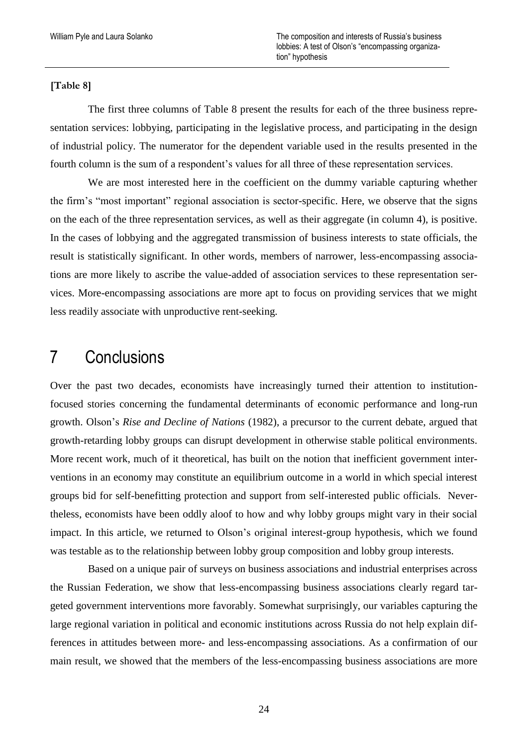**[Table 8]**

The first three columns of Table 8 present the results for each of the three business representation services: lobbying, participating in the legislative process, and participating in the design of industrial policy. The numerator for the dependent variable used in the results presented in the fourth column is the sum of a respondent's values for all three of these representation services.

We are most interested here in the coefficient on the dummy variable capturing whether the firm's "most important" regional association is sector-specific. Here, we observe that the signs on the each of the three representation services, as well as their aggregate (in column 4), is positive. In the cases of lobbying and the aggregated transmission of business interests to state officials, the result is statistically significant. In other words, members of narrower, less-encompassing associations are more likely to ascribe the value-added of association services to these representation services. More-encompassing associations are more apt to focus on providing services that we might less readily associate with unproductive rent-seeking.

# 7 Conclusions

Over the past two decades, economists have increasingly turned their attention to institution-focused stories concerning the fundamental determinants of economic performance and long-run growth. Olson's *Rise and Decline of Nations* (1982), a precursor to the current debate, argued that growth-retarding lobby groups can disrupt development in otherwise stable political environments. More recent work, much of it theoretical, has built on the notion that inefficient government interventions in an economy may constitute an equilibrium outcome in a world in which special interest groups bid for self-benefitting protection and support from self-interested public officials. Nevertheless, economists have been oddly aloof to how and why lobby groups might vary in their social impact. In this article, we returned to Olson's original interest-group hypothesis, which we found was testable as to the relationship between lobby group composition and lobby group interests.

Based on a unique pair of surveys on business associations and industrial enterprises across the Russian Federation, we show that less-encompassing business associations clearly regard targeted government interventions more favorably. Somewhat surprisingly, our variables capturing the large regional variation in political and economic institutions across Russia do not help explain differences in attitudes between more- and less-encompassing associations. As a confirmation of our main result, we showed that the members of the less-encompassing business associations are more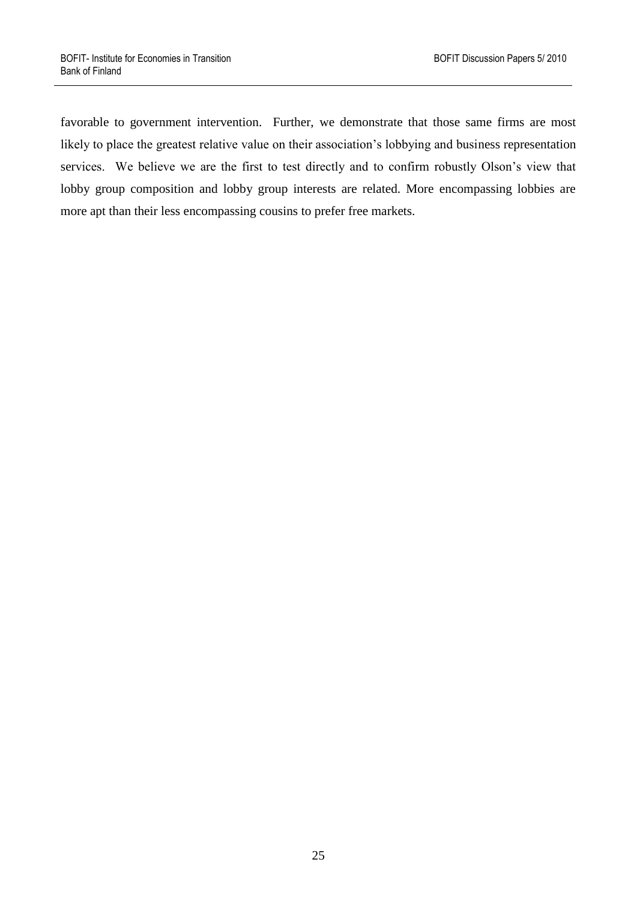favorable to government intervention. Further, we demonstrate that those same firms are most likely to place the greatest relative value on their association's lobbying and business representation services. We believe we are the first to test directly and to confirm robustly Olson's view that lobby group composition and lobby group interests are related. More encompassing lobbies are more apt than their less encompassing cousins to prefer free markets.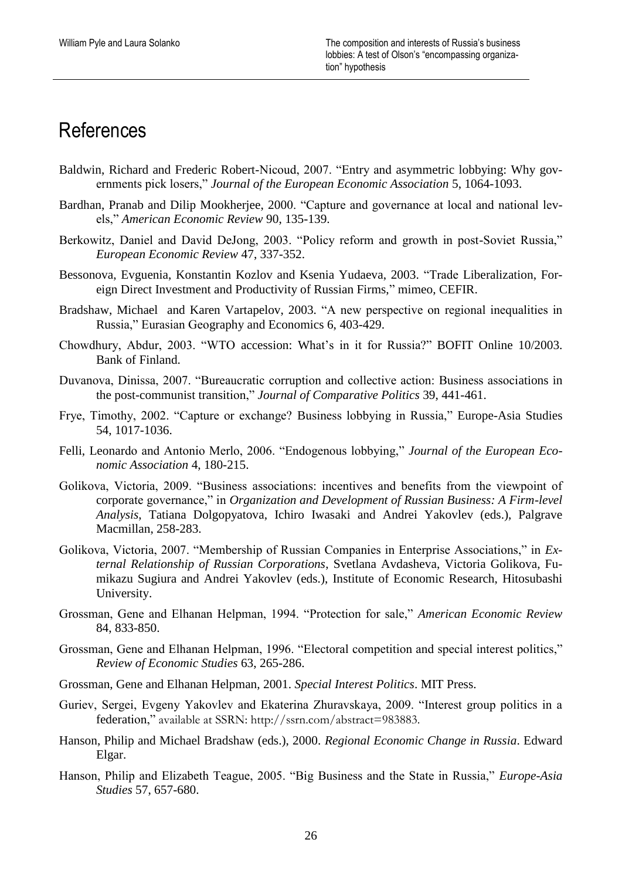# References

Baldwin, Richard and Frederic Robert-Nicoud, 2007. "Entry and asymmetric lobbying: Why governments pick losers," *Journal of the European Economic Association* 5, 1064-1093.

Bardhan, Pranab and Dilip Mookherjee, 2000. "Capture and governance at local and national levels," *American Economic Review* 90, 135-139.

Berkowitz, Daniel and David DeJong, 2003. "Policy reform and growth in post-Soviet Russia," *European Economic Review* 47, 337-352.

Bessonova, Evguenia, Konstantin Kozlov and Ksenia Yudaeva, 2003. "Trade Liberalization, Foreign Direct Investment and Productivity of Russian Firms," mimeo, CEFIR.

Bradshaw, Michael and Karen Vartapelov, 2003. "A new perspective on regional inequalities in Russia," Eurasian Geography and Economics 6, 403-429.

Chowdhury, Abdur, 2003. "WTO accession: What's in it for Russia?" BOFIT Online 10/2003. Bank of Finland.

Duvanova, Dinissa, 2007. "Bureaucratic corruption and collective action: Business associations in the post-communist transition," *Journal of Comparative Politics* 39, 441-461.

Frye, Timothy, 2002. "Capture or exchange? Business lobbying in Russia," Europe-Asia Studies 54, 1017-1036.

Felli, Leonardo and Antonio Merlo, 2006. "Endogenous lobbying," *Journal of the European Economic Association* 4, 180-215.

Golikova, Victoria, 2009. "Business associations: incentives and benefits from the viewpoint of corporate governance," in *Organization and Development of Russian Business: A Firm-level Analysis*, Tatiana Dolgopyatova, Ichiro Iwasaki and Andrei Yakovlev (eds.), Palgrave Macmillan, 258-283.

Golikova, Victoria, 2007. "Membership of Russian Companies in Enterprise Associations," in *External Relationship of Russian Corporations*, Svetlana Avdasheva, Victoria Golikova, Fumikazu Sugiura and Andrei Yakovlev (eds.), Institute of Economic Research, Hitosubashi University.

Grossman, Gene and Elhanan Helpman, 1994. "Protection for sale," *American Economic Review* 84, 833-850.

Grossman, Gene and Elhanan Helpman, 1996. "Electoral competition and special interest politics," *Review of Economic Studies* 63, 265-286.

Grossman, Gene and Elhanan Helpman, 2001. *Special Interest Politics*. MIT Press.

Guriev, Sergei, Evgeny Yakovlev and Ekaterina Zhuravskaya, 2009. "Interest group politics in a federation," available at SSRN: http://ssrn.com/abstract=983883.

Hanson, Philip and Michael Bradshaw (eds.), 2000. *Regional Economic Change in Russia*. Edward Elgar.

Hanson, Philip and Elizabeth Teague, 2005. "Big Business and the State in Russia," *Europe-Asia Studies* 57, 657-680.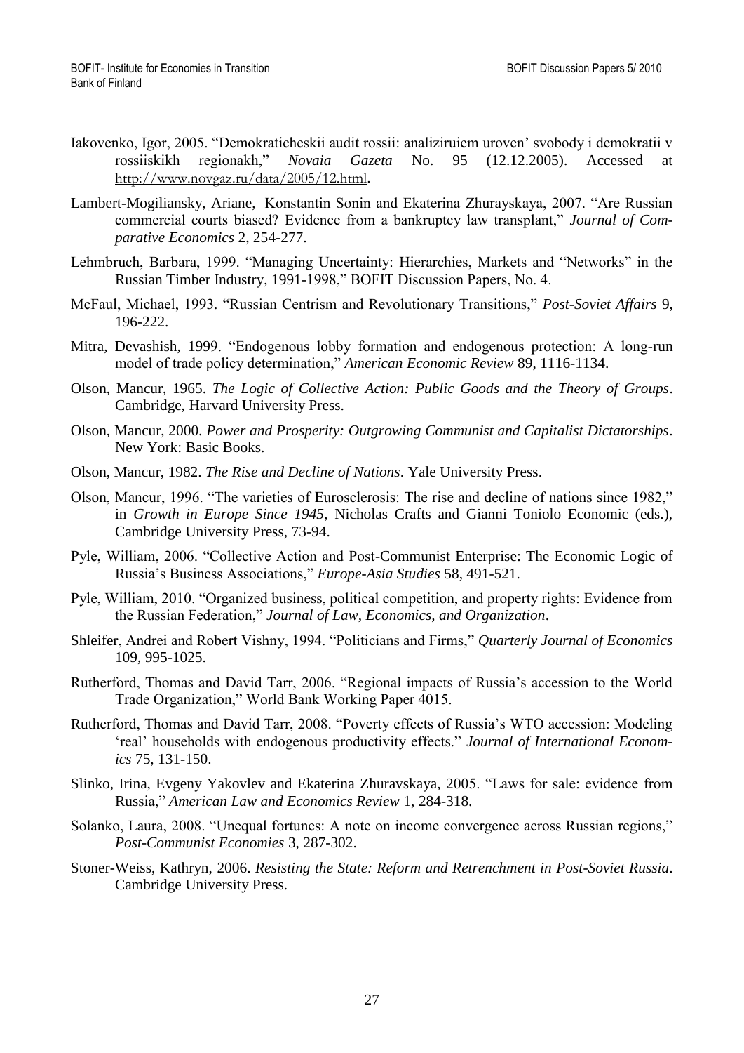Iakovenko, Igor, 2005. "Demokraticheskii audit rossii: analiziruiem uroven' svobody i demokratii v rossiiskikh regionakh," *Novaia Gazeta* No. 95 (12.12.2005). Accessed at http://www.novgaz.ru/data/2005/12.html.

Lambert-Mogiliansky, Ariane, Konstantin Sonin and Ekaterina Zhurayskaya, 2007. "Are Russian commercial courts biased? Evidence from a bankruptcy law transplant," *Journal of Comparative Economics* 2, 254-277.

Lehmbruch, Barbara, 1999. "Managing Uncertainty: Hierarchies, Markets and "Networks" in the Russian Timber Industry, 1991-1998," BOFIT Discussion Papers, No. 4.

McFaul, Michael, 1993. "Russian Centrism and Revolutionary Transitions," *Post-Soviet Affairs* 9, 196-222.

Mitra, Devashish, 1999. "Endogenous lobby formation and endogenous protection: A long-run model of trade policy determination," *American Economic Review* 89, 1116-1134.

Olson, Mancur, 1965. *The Logic of Collective Action: Public Goods and the Theory of Groups*. Cambridge, Harvard University Press.

Olson, Mancur, 2000. *Power and Prosperity: Outgrowing Communist and Capitalist Dictatorships*. New York: Basic Books.

Olson, Mancur, 1982. *The Rise and Decline of Nations*. Yale University Press.

Olson, Mancur, 1996. "The varieties of Eurosclerosis: The rise and decline of nations since 1982," in *Growth in Europe Since 1945*, Nicholas Crafts and Gianni Toniolo Economic (eds.), Cambridge University Press, 73-94.

Pyle, William, 2006. "Collective Action and Post-Communist Enterprise: The Economic Logic of Russia's Business Associations," *Europe-Asia Studies* 58, 491-521.

Pyle, William, 2010. "Organized business, political competition, and property rights: Evidence from the Russian Federation," *Journal of Law, Economics, and Organization*.

Shleifer, Andrei and Robert Vishny, 1994. "Politicians and Firms," *Quarterly Journal of Economics* 109, 995-1025.

Rutherford, Thomas and David Tarr, 2006. "Regional impacts of Russia's accession to the World Trade Organization," World Bank Working Paper 4015.

Rutherford, Thomas and David Tarr, 2008. "Poverty effects of Russia's WTO accession: Modeling 'real' households with endogenous productivity effects." *Journal of International Economics* 75, 131-150.

Slinko, Irina, Evgeny Yakovlev and Ekaterina Zhuravskaya, 2005. "Laws for sale: evidence from Russia," *American Law and Economics Review* 1, 284-318.

Solanko, Laura, 2008. "Unequal fortunes: A note on income convergence across Russian regions," *Post-Communist Economies* 3, 287-302.

Stoner-Weiss, Kathryn, 2006. *Resisting the State: Reform and Retrenchment in Post-Soviet Russia*. Cambridge University Press.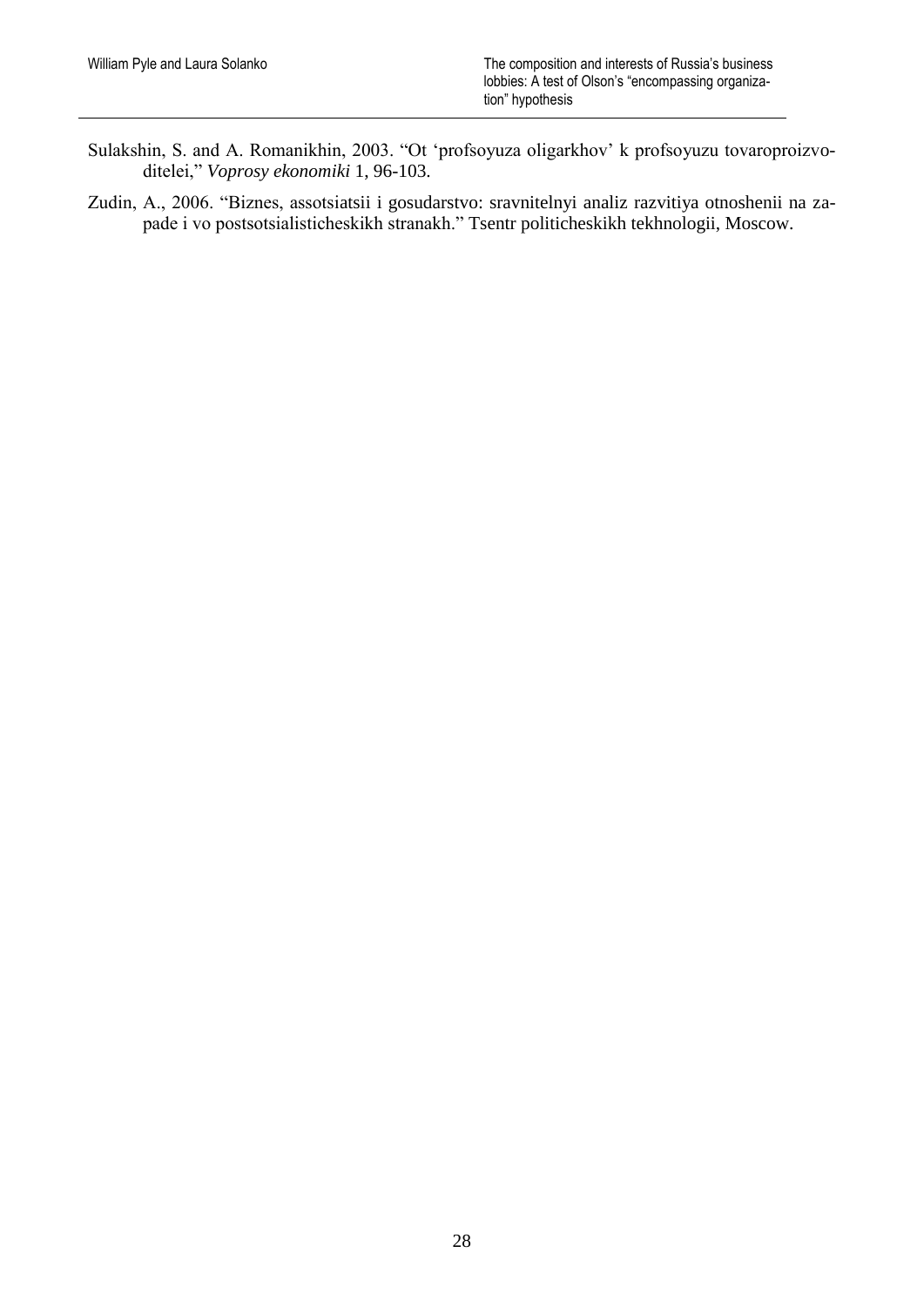Sulakshin, S. and A. Romanikhin, 2003. "Ot 'profsoyuza oligarkhov' k profsoyuzu tovaroproizvoditelei," *Voprosy ekonomiki* 1, 96-103.

Zudin, A., 2006. "Biznes, assotsiatsii i gosudarstvo: sravnitelnyi analiz razvitiya otnoshenii na zapade i vo postsotsialisticheskikh stranakh." Tsentr politicheskikh tekhnologii, Moscow.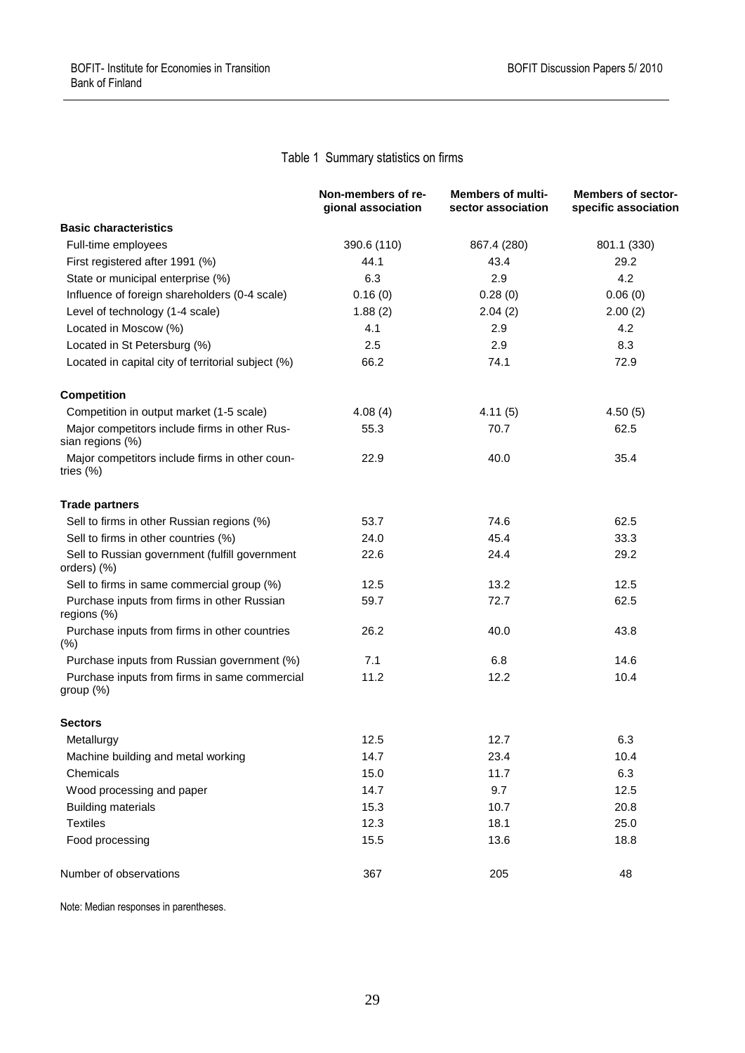Table 1 Summary statistics on firms

| | Non-members of regional association | Members of multi-sector association | Members of sector-specific association |
|---|---|---|---|
| **Basic characteristics** | | | |
| Full-time employees | 390.6 (110) | 867.4 (280) | 801.1 (330) |
| First registered after 1991 (%) | 44.1 | 43.4 | 29.2 |
| State or municipal enterprise (%) | 6.3 | 2.9 | 4.2 |
| Influence of foreign shareholders (0-4 scale) | 0.16 (0) | 0.28 (0) | 0.06 (0) |
| Level of technology (1-4 scale) | 1.88 (2) | 2.04 (2) | 2.00 (2) |
| Located in Moscow (%) | 4.1 | 2.9 | 4.2 |
| Located in St Petersburg (%) | 2.5 | 2.9 | 8.3 |
| Located in capital city of territorial subject (%) | 66.2 | 74.1 | 72.9 |
| **Competition** | | | |
| Competition in output market (1-5 scale) | 4.08 (4) | 4.11 (5) | 4.50 (5) |
| Major competitors include firms in other Russian regions (%) | 55.3 | 70.7 | 62.5 |
| Major competitors include firms in other countries (%) | 22.9 | 40.0 | 35.4 |
| **Trade partners** | | | |
| Sell to firms in other Russian regions (%) | 53.7 | 74.6 | 62.5 |
| Sell to firms in other countries (%) | 24.0 | 45.4 | 33.3 |
| Sell to Russian government (fulfill government orders) (%) | 22.6 | 24.4 | 29.2 |
| Sell to firms in same commercial group (%) | 12.5 | 13.2 | 12.5 |
| Purchase inputs from firms in other Russian regions (%) | 59.7 | 72.7 | 62.5 |
| Purchase inputs from firms in other countries (%) | 26.2 | 40.0 | 43.8 |
| Purchase inputs from Russian government (%) | 7.1 | 6.8 | 14.6 |
| Purchase inputs from firms in same commercial group (%) | 11.2 | 12.2 | 10.4 |
| **Sectors** | | | |
| Metallurgy | 12.5 | 12.7 | 6.3 |
| Machine building and metal working | 14.7 | 23.4 | 10.4 |
| Chemicals | 15.0 | 11.7 | 6.3 |
| Wood processing and paper | 14.7 | 9.7 | 12.5 |
| Building materials | 15.3 | 10.7 | 20.8 |
| Textiles | 12.3 | 18.1 | 25.0 |
| Food processing | 15.5 | 13.6 | 18.8 |
| Number of observations | 367 | 205 | 48 |

Note: Median responses in parentheses.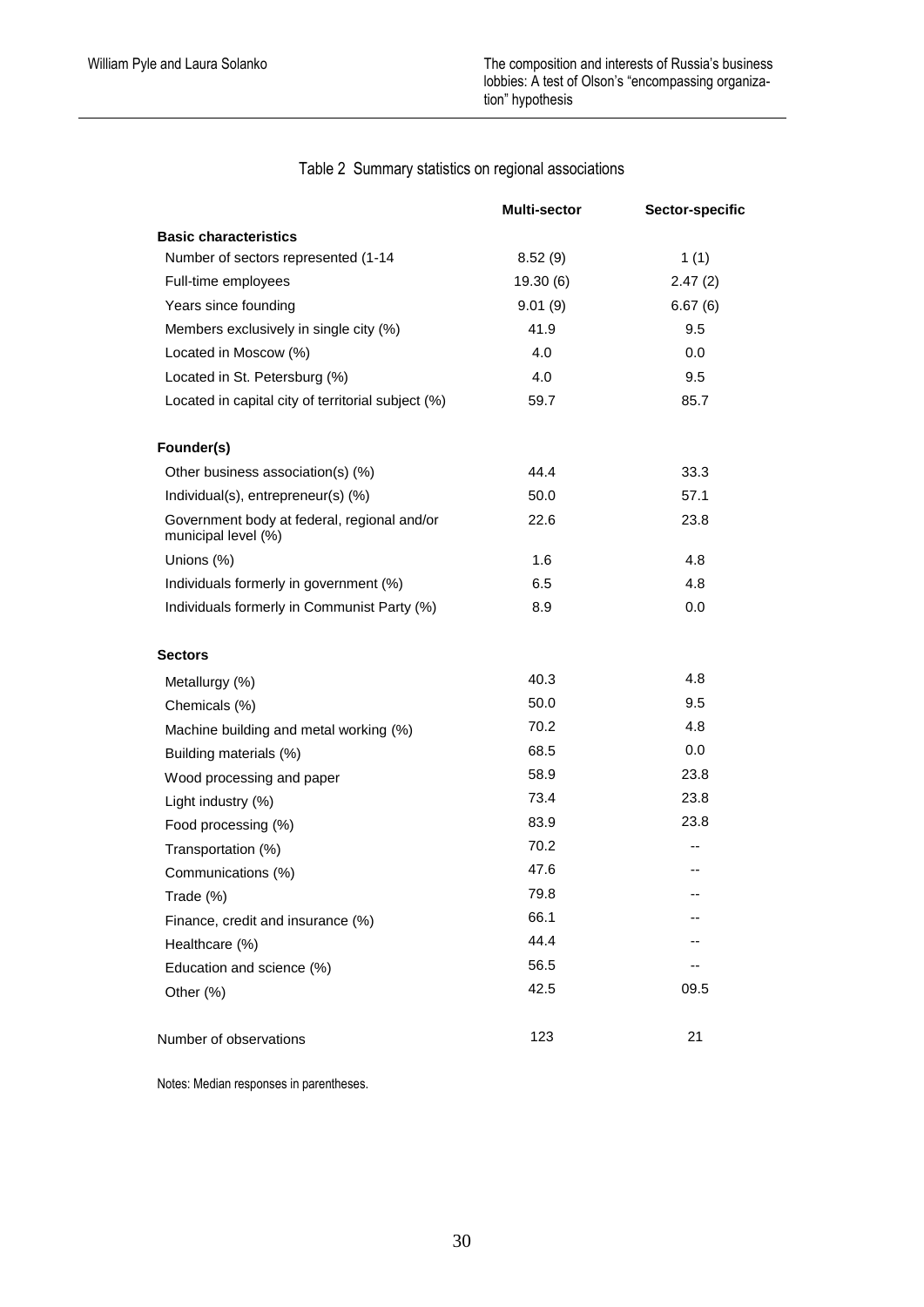Table 2 Summary statistics on regional associations

| | Multi-sector | Sector-specific |
|---|---|---|
| **Basic characteristics** | | |
| Number of sectors represented (1-14 | 8.52 (9) | 1 (1) |
| Full-time employees | 19.30 (6) | 2.47 (2) |
| Years since founding | 9.01 (9) | 6.67 (6) |
| Members exclusively in single city (%) | 41.9 | 9.5 |
| Located in Moscow (%) | 4.0 | 0.0 |
| Located in St. Petersburg (%) | 4.0 | 9.5 |
| Located in capital city of territorial subject (%) | 59.7 | 85.7 |
| **Founder(s)** | | |
| Other business association(s) (%) | 44.4 | 33.3 |
| Individual(s), entrepreneur(s) (%) | 50.0 | 57.1 |
| Government body at federal, regional and/or municipal level (%) | 22.6 | 23.8 |
| Unions (%) | 1.6 | 4.8 |
| Individuals formerly in government (%) | 6.5 | 4.8 |
| Individuals formerly in Communist Party (%) | 8.9 | 0.0 |
| **Sectors** | | |
| Metallurgy (%) | 40.3 | 4.8 |
| Chemicals (%) | 50.0 | 9.5 |
| Machine building and metal working (%) | 70.2 | 4.8 |
| Building materials (%) | 68.5 | 0.0 |
| Wood processing and paper | 58.9 | 23.8 |
| Light industry (%) | 73.4 | 23.8 |
| Food processing (%) | 83.9 | 23.8 |
| Transportation (%) | 70.2 | -- |
| Communications (%) | 47.6 | -- |
| Trade (%) | 79.8 | -- |
| Finance, credit and insurance (%) | 66.1 | -- |
| Healthcare (%) | 44.4 | -- |
| Education and science (%) | 56.5 | -- |
| Other (%) | 42.5 | 09.5 |
| Number of observations | 123 | 21 |

Notes: Median responses in parentheses.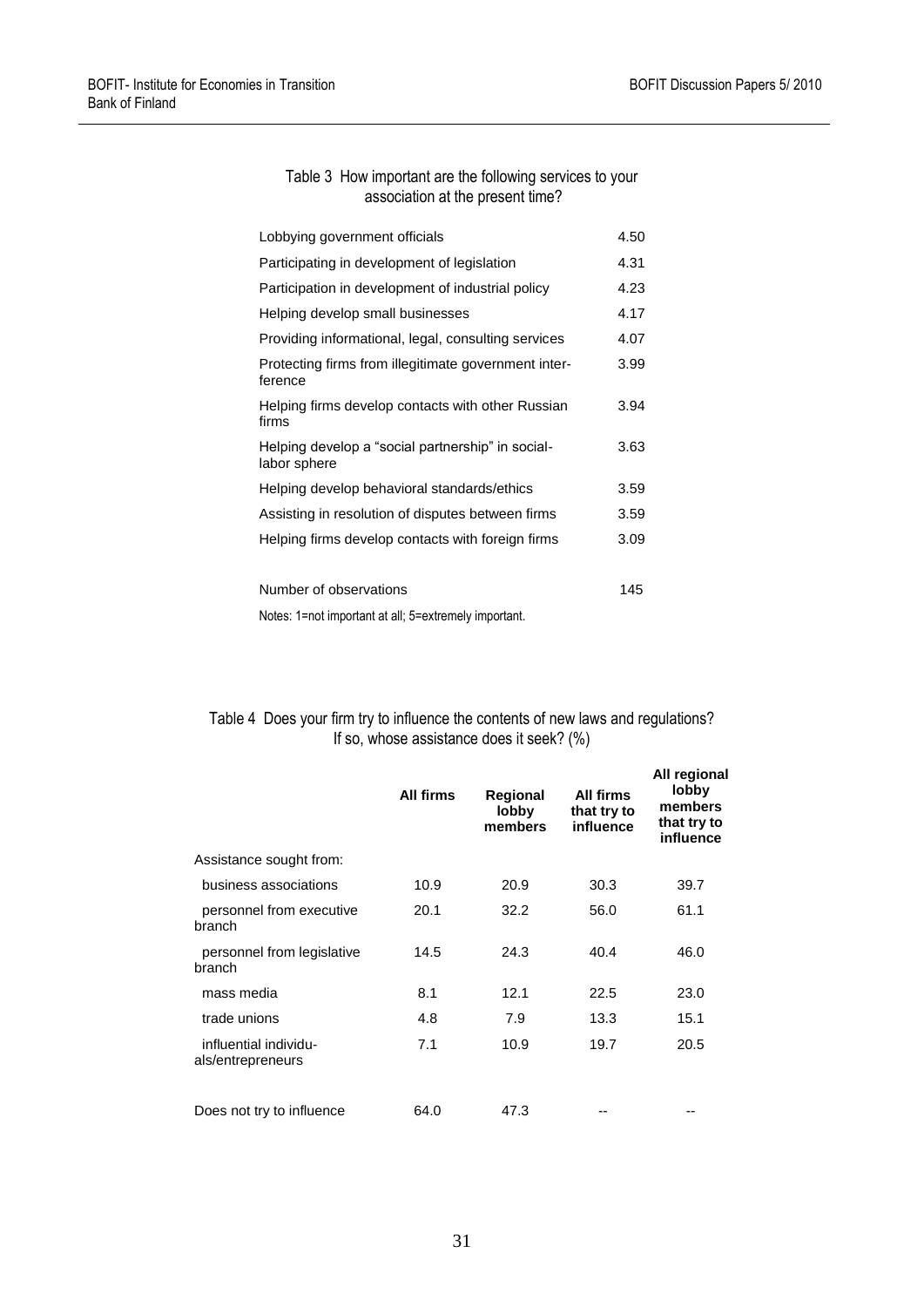Table 3 How important are the following services to your association at the present time?

| | |
|---|---|
| Lobbying government officials | 4.50 |
| Participating in development of legislation | 4.31 |
| Participation in development of industrial policy | 4.23 |
| Helping develop small businesses | 4.17 |
| Providing informational, legal, consulting services | 4.07 |
| Protecting firms from illegitimate government interference | 3.99 |
| Helping firms develop contacts with other Russian firms | 3.94 |
| Helping develop a "social partnership" in social-labor sphere | 3.63 |
| Helping develop behavioral standards/ethics | 3.59 |
| Assisting in resolution of disputes between firms | 3.59 |
| Helping firms develop contacts with foreign firms | 3.09 |
| | |
| Number of observations | 145 |

Notes: 1=not important at all; 5=extremely important.

Table 4 Does your firm try to influence the contents of new laws and regulations? If so, whose assistance does it seek? (%)

| | **All firms** | **Regional lobby members** | **All firms that try to influence** | **All regional lobby members that try to influence** |
|---|---|---|---|---|
| Assistance sought from: | | | | |
| business associations | 10.9 | 20.9 | 30.3 | 39.7 |
| personnel from executive branch | 20.1 | 32.2 | 56.0 | 61.1 |
| personnel from legislative branch | 14.5 | 24.3 | 40.4 | 46.0 |
| mass media | 8.1 | 12.1 | 22.5 | 23.0 |
| trade unions | 4.8 | 7.9 | 13.3 | 15.1 |
| influential individuals/entrepreneurs | 7.1 | 10.9 | 19.7 | 20.5 |
| | | | | |
| Does not try to influence | 64.0 | 47.3 | -- | -- |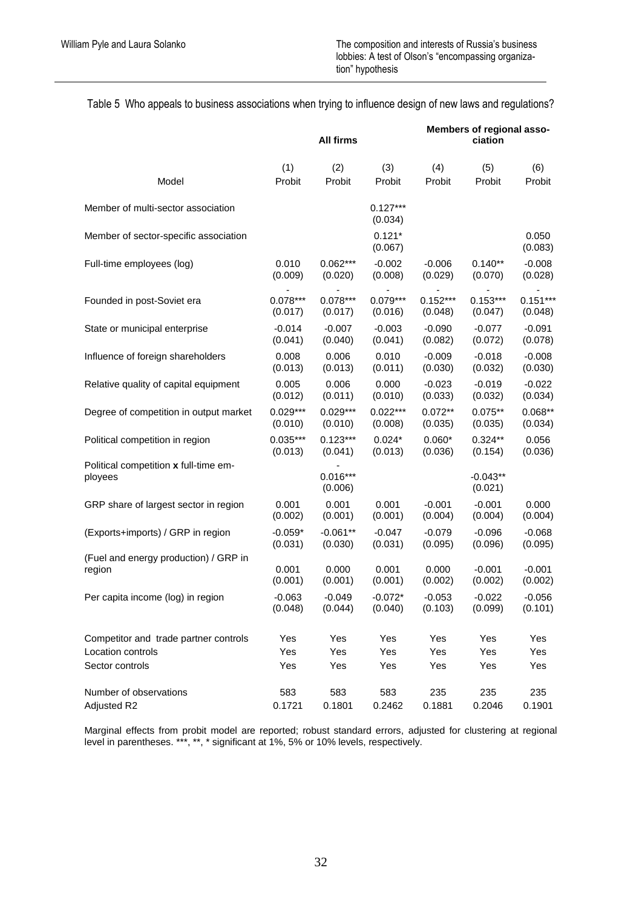Table 5 Who appeals to business associations when trying to influence design of new laws and regulations?

| | All firms | | | Members of regional association | | |
|---|---|---|---|---|---|---|
| | (1) | (2) | (3) | (4) | (5) | (6) |
| Model | Probit | Probit | Probit | Probit | Probit | Probit |
| Member of multi-sector association | | | 0.127***<br>(0.034) | | | |
| Member of sector-specific association | | | 0.121*<br>(0.067) | | | 0.050<br>(0.083) |
| Full-time employees (log) | 0.010<br>(0.009) | 0.062***<br>(0.020) | -0.002<br>(0.008) | -0.006<br>(0.029) | 0.140**<br>(0.070) | -0.008<br>(0.028) |
| Founded in post-Soviet era | -0.078***<br>(0.017) | -0.078***<br>(0.017) | -0.079***<br>(0.016) | -0.152***<br>(0.048) | -0.153***<br>(0.047) | -0.151***<br>(0.048) |
| State or municipal enterprise | -0.014<br>(0.041) | -0.007<br>(0.040) | -0.003<br>(0.041) | -0.090<br>(0.082) | -0.077<br>(0.072) | -0.091<br>(0.078) |
| Influence of foreign shareholders | 0.008<br>(0.013) | 0.006<br>(0.013) | 0.010<br>(0.011) | -0.009<br>(0.030) | -0.018<br>(0.032) | -0.008<br>(0.030) |
| Relative quality of capital equipment | 0.005<br>(0.012) | 0.006<br>(0.011) | 0.000<br>(0.010) | -0.023<br>(0.033) | -0.019<br>(0.032) | -0.022<br>(0.034) |
| Degree of competition in output market | 0.029***<br>(0.010) | 0.029***<br>(0.010) | 0.022***<br>(0.008) | 0.072**<br>(0.035) | 0.075**<br>(0.035) | 0.068**<br>(0.034) |
| Political competition in region | 0.035***<br>(0.013) | 0.123***<br>(0.041) | 0.024*<br>(0.013) | 0.060*<br>(0.036) | 0.324**<br>(0.154) | 0.056<br>(0.036) |
| Political competition **x** full-time employees | | -0.016***<br>(0.006) | | | -0.043**<br>(0.021) | |
| GRP share of largest sector in region | 0.001<br>(0.002) | 0.001<br>(0.001) | 0.001<br>(0.001) | -0.001<br>(0.004) | -0.001<br>(0.004) | 0.000<br>(0.004) |
| (Exports+imports) / GRP in region | -0.059*<br>(0.031) | -0.061**<br>(0.030) | -0.047<br>(0.031) | -0.079<br>(0.095) | -0.096<br>(0.096) | -0.068<br>(0.095) |
| (Fuel and energy production) / GRP in region | 0.001<br>(0.001) | 0.000<br>(0.001) | 0.001<br>(0.001) | 0.000<br>(0.002) | -0.001<br>(0.002) | -0.001<br>(0.002) |
| Per capita income (log) in region | -0.063<br>(0.048) | -0.049<br>(0.044) | -0.072*<br>(0.040) | -0.053<br>(0.103) | -0.022<br>(0.099) | -0.056<br>(0.101) |
| Competitor and trade partner controls | Yes | Yes | Yes | Yes | Yes | Yes |
| Location controls | Yes | Yes | Yes | Yes | Yes | Yes |
| Sector controls | Yes | Yes | Yes | Yes | Yes | Yes |
| Number of observations | 583 | 583 | 583 | 235 | 235 | 235 |
| Adjusted R2 | 0.1721 | 0.1801 | 0.2462 | 0.1881 | 0.2046 | 0.1901 |

Marginal effects from probit model are reported; robust standard errors, adjusted for clustering at regional level in parentheses. ***, **, * significant at 1%, 5% or 10% levels, respectively.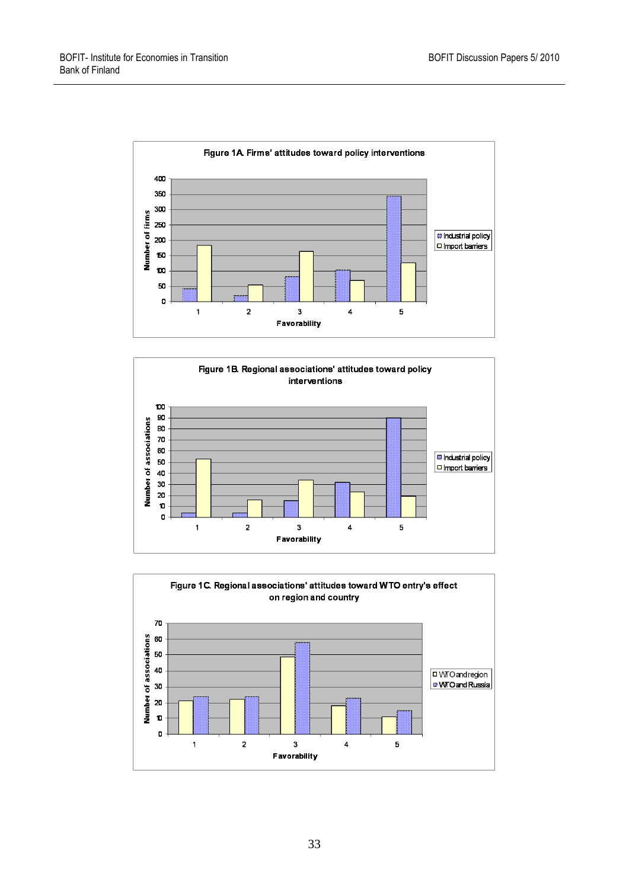Figure 1A. Firms' attitudes toward policy interventions

Figure 1B. Regional associations' attitudes toward policy interventions

Figure 1C. Regional associations' attitudes toward WTO entry's effect on region and country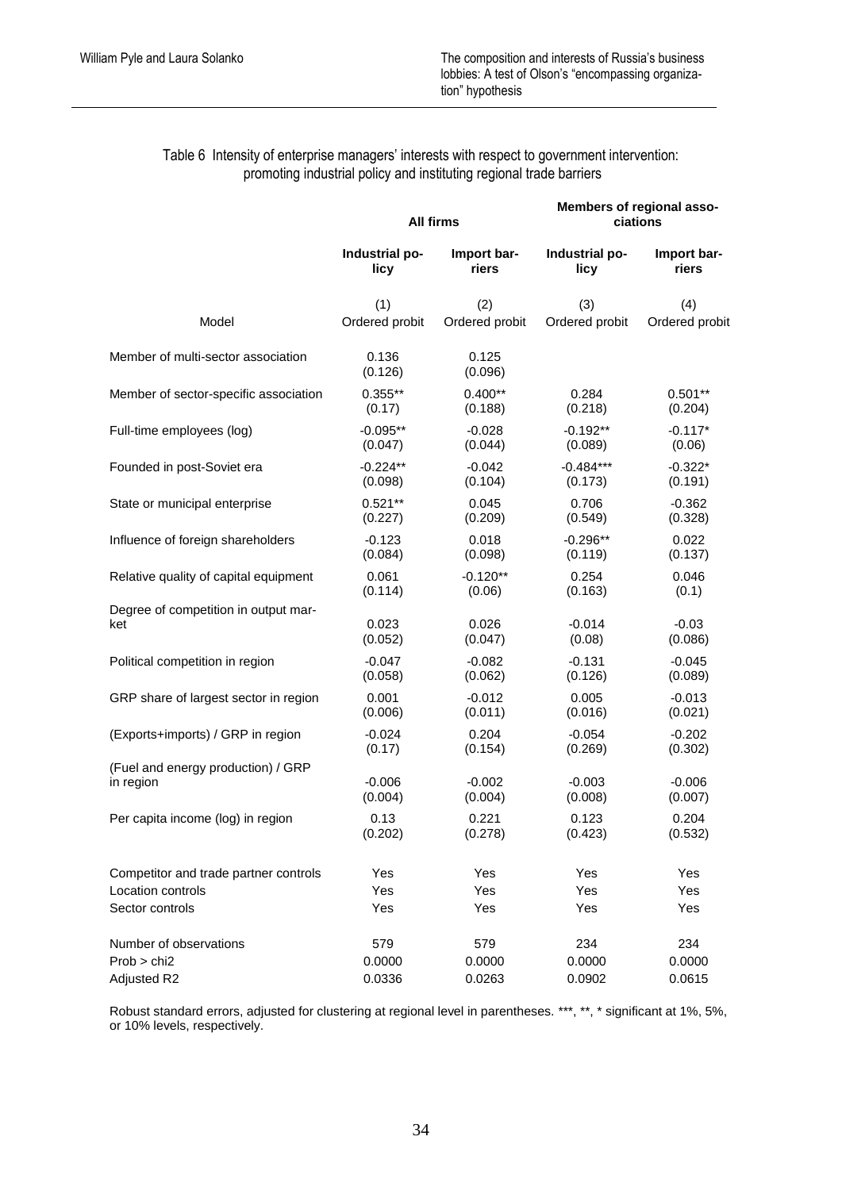Table 6 Intensity of enterprise managers' interests with respect to government intervention: promoting industrial policy and instituting regional trade barriers

| | All firms | | Members of regional associations | |
|---|---|---|---|---|
| | Industrial policy | Import barriers | Industrial policy | Import barriers |
| | (1) | (2) | (3) | (4) |
| Model | Ordered probit | Ordered probit | Ordered probit | Ordered probit |
| Member of multi-sector association | 0.136 | 0.125 | | |
| | (0.126) | (0.096) | | |
| Member of sector-specific association | 0.355** | 0.400** | 0.284 | 0.501** |
| | (0.17) | (0.188) | (0.218) | (0.204) |
| Full-time employees (log) | -0.095** | -0.028 | -0.192** | -0.117* |
| | (0.047) | (0.044) | (0.089) | (0.06) |
| Founded in post-Soviet era | -0.224** | -0.042 | -0.484*** | -0.322* |
| | (0.098) | (0.104) | (0.173) | (0.191) |
| State or municipal enterprise | 0.521** | 0.045 | 0.706 | -0.362 |
| | (0.227) | (0.209) | (0.549) | (0.328) |
| Influence of foreign shareholders | -0.123 | 0.018 | -0.296** | 0.022 |
| | (0.084) | (0.098) | (0.119) | (0.137) |
| Relative quality of capital equipment | 0.061 | -0.120** | 0.254 | 0.046 |
| | (0.114) | (0.06) | (0.163) | (0.1) |
| Degree of competition in output market | 0.023 | 0.026 | -0.014 | -0.03 |
| | (0.052) | (0.047) | (0.08) | (0.086) |
| Political competition in region | -0.047 | -0.082 | -0.131 | -0.045 |
| | (0.058) | (0.062) | (0.126) | (0.089) |
| GRP share of largest sector in region | 0.001 | -0.012 | 0.005 | -0.013 |
| | (0.006) | (0.011) | (0.016) | (0.021) |
| (Exports+imports) / GRP in region | -0.024 | 0.204 | -0.054 | -0.202 |
| | (0.17) | (0.154) | (0.269) | (0.302) |
| (Fuel and energy production) / GRP in region | -0.006 | -0.002 | -0.003 | -0.006 |
| | (0.004) | (0.004) | (0.008) | (0.007) |
| Per capita income (log) in region | 0.13 | 0.221 | 0.123 | 0.204 |
| | (0.202) | (0.278) | (0.423) | (0.532) |
| Competitor and trade partner controls | Yes | Yes | Yes | Yes |
| Location controls | Yes | Yes | Yes | Yes |
| Sector controls | Yes | Yes | Yes | Yes |
| Number of observations | 579 | 579 | 234 | 234 |
| Prob > chi2 | 0.0000 | 0.0000 | 0.0000 | 0.0000 |
| Adjusted R2 | 0.0336 | 0.0263 | 0.0902 | 0.0615 |

Robust standard errors, adjusted for clustering at regional level in parentheses. ***, **, * significant at 1%, 5%, or 10% levels, respectively.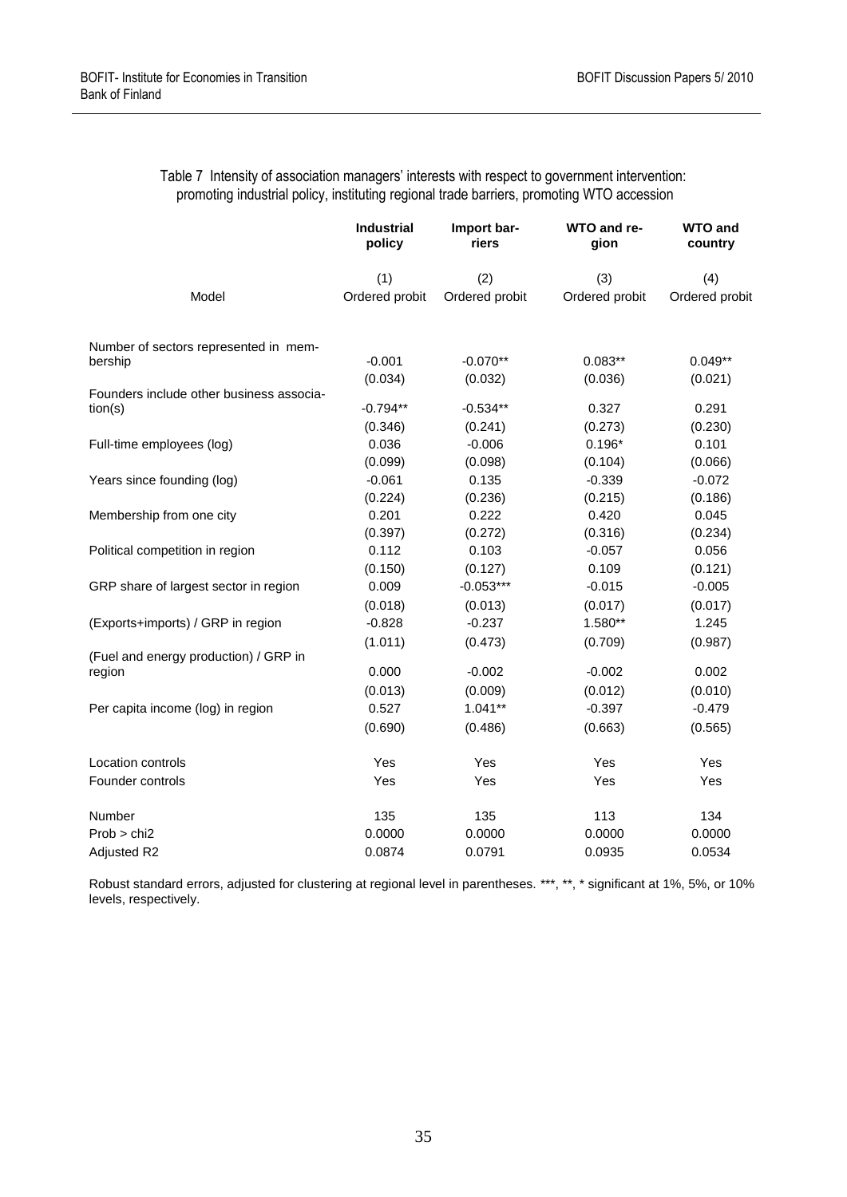Table 7 Intensity of association managers' interests with respect to government intervention: promoting industrial policy, instituting regional trade barriers, promoting WTO accession

| | **Industrial policy** | **Import barriers** | **WTO and region** | **WTO and country** |
|---|---|---|---|---|
| | (1) | (2) | (3) | (4) |
| Model | Ordered probit | Ordered probit | Ordered probit | Ordered probit |
| Number of sectors represented in membership | -0.001 | -0.070** | 0.083** | 0.049** |
| | (0.034) | (0.032) | (0.036) | (0.021) |
| Founders include other business association(s) | -0.794** | -0.534** | 0.327 | 0.291 |
| | (0.346) | (0.241) | (0.273) | (0.230) |
| Full-time employees (log) | 0.036 | -0.006 | 0.196* | 0.101 |
| | (0.099) | (0.098) | (0.104) | (0.066) |
| Years since founding (log) | -0.061 | 0.135 | -0.339 | -0.072 |
| | (0.224) | (0.236) | (0.215) | (0.186) |
| Membership from one city | 0.201 | 0.222 | 0.420 | 0.045 |
| | (0.397) | (0.272) | (0.316) | (0.234) |
| Political competition in region | 0.112 | 0.103 | -0.057 | 0.056 |
| | (0.150) | (0.127) | 0.109 | (0.121) |
| GRP share of largest sector in region | 0.009 | -0.053*** | -0.015 | -0.005 |
| | (0.018) | (0.013) | (0.017) | (0.017) |
| (Exports+imports) / GRP in region | -0.828 | -0.237 | 1.580** | 1.245 |
| | (1.011) | (0.473) | (0.709) | (0.987) |
| (Fuel and energy production) / GRP in region | 0.000 | -0.002 | -0.002 | 0.002 |
| | (0.013) | (0.009) | (0.012) | (0.010) |
| Per capita income (log) in region | 0.527 | 1.041** | -0.397 | -0.479 |
| | (0.690) | (0.486) | (0.663) | (0.565) |
| Location controls | Yes | Yes | Yes | Yes |
| Founder controls | Yes | Yes | Yes | Yes |
| Number | 135 | 135 | 113 | 134 |
| Prob > chi2 | 0.0000 | 0.0000 | 0.0000 | 0.0000 |
| Adjusted R2 | 0.0874 | 0.0791 | 0.0935 | 0.0534 |

Robust standard errors, adjusted for clustering at regional level in parentheses. ***, **, * significant at 1%, 5%, or 10% levels, respectively.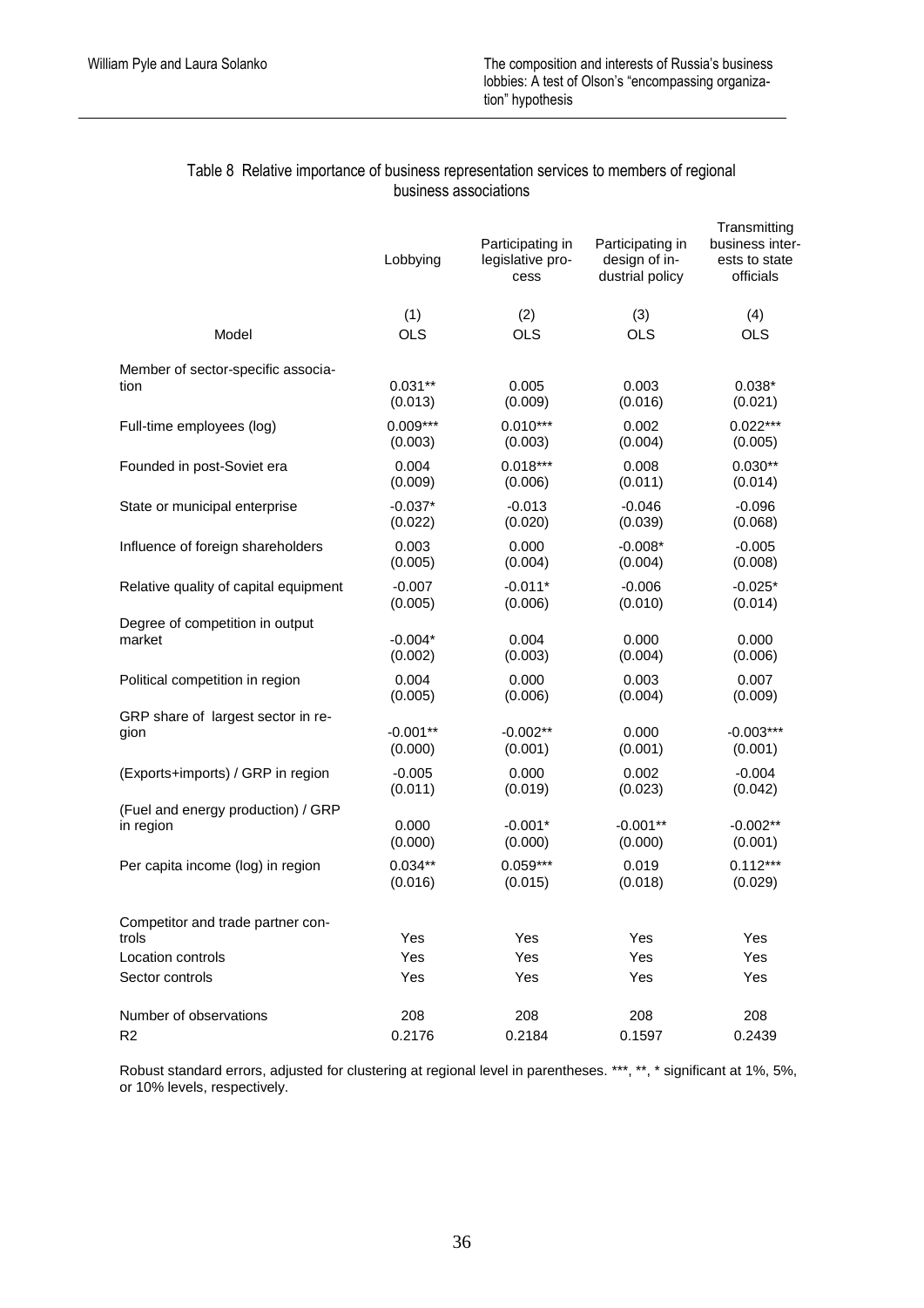### Table 8 Relative importance of business representation services to members of regional business associations

| | Lobbying | Participating in legislative process | Participating in design of industrial policy | Transmitting business interests to state officials |
|---|---|---|---|---|
| | (1) | (2) | (3) | (4) |
| Model | OLS | OLS | OLS | OLS |
| Member of sector-specific association | 0.031** | 0.005 | 0.003 | 0.038* |
| | (0.013) | (0.009) | (0.016) | (0.021) |
| Full-time employees (log) | 0.009*** | 0.010*** | 0.002 | 0.022*** |
| | (0.003) | (0.003) | (0.004) | (0.005) |
| Founded in post-Soviet era | 0.004 | 0.018*** | 0.008 | 0.030** |
| | (0.009) | (0.006) | (0.011) | (0.014) |
| State or municipal enterprise | -0.037* | -0.013 | -0.046 | -0.096 |
| | (0.022) | (0.020) | (0.039) | (0.068) |
| Influence of foreign shareholders | 0.003 | 0.000 | -0.008* | -0.005 |
| | (0.005) | (0.004) | (0.004) | (0.008) |
| Relative quality of capital equipment | -0.007 | -0.011* | -0.006 | -0.025* |
| | (0.005) | (0.006) | (0.010) | (0.014) |
| Degree of competition in output market | -0.004* | 0.004 | 0.000 | 0.000 |
| | (0.002) | (0.003) | (0.004) | (0.006) |
| Political competition in region | 0.004 | 0.000 | 0.003 | 0.007 |
| | (0.005) | (0.006) | (0.004) | (0.009) |
| GRP share of largest sector in region | -0.001** | -0.002** | 0.000 | -0.003*** |
| | (0.000) | (0.001) | (0.001) | (0.001) |
| (Exports+imports) / GRP in region | -0.005 | 0.000 | 0.002 | -0.004 |
| | (0.011) | (0.019) | (0.023) | (0.042) |
| (Fuel and energy production) / GRP in region | 0.000 | -0.001* | -0.001** | -0.002** |
| | (0.000) | (0.000) | (0.000) | (0.001) |
| Per capita income (log) in region | 0.034** | 0.059*** | 0.019 | 0.112*** |
| | (0.016) | (0.015) | (0.018) | (0.029) |
| Competitor and trade partner controls | Yes | Yes | Yes | Yes |
| Location controls | Yes | Yes | Yes | Yes |
| Sector controls | Yes | Yes | Yes | Yes |
| Number of observations | 208 | 208 | 208 | 208 |
| $R2$ | 0.2176 | 0.2184 | 0.1597 | 0.2439 |

Robust standard errors, adjusted for clustering at regional level in parentheses. ***, **, * significant at 1%, 5%, or 10% levels, respectively.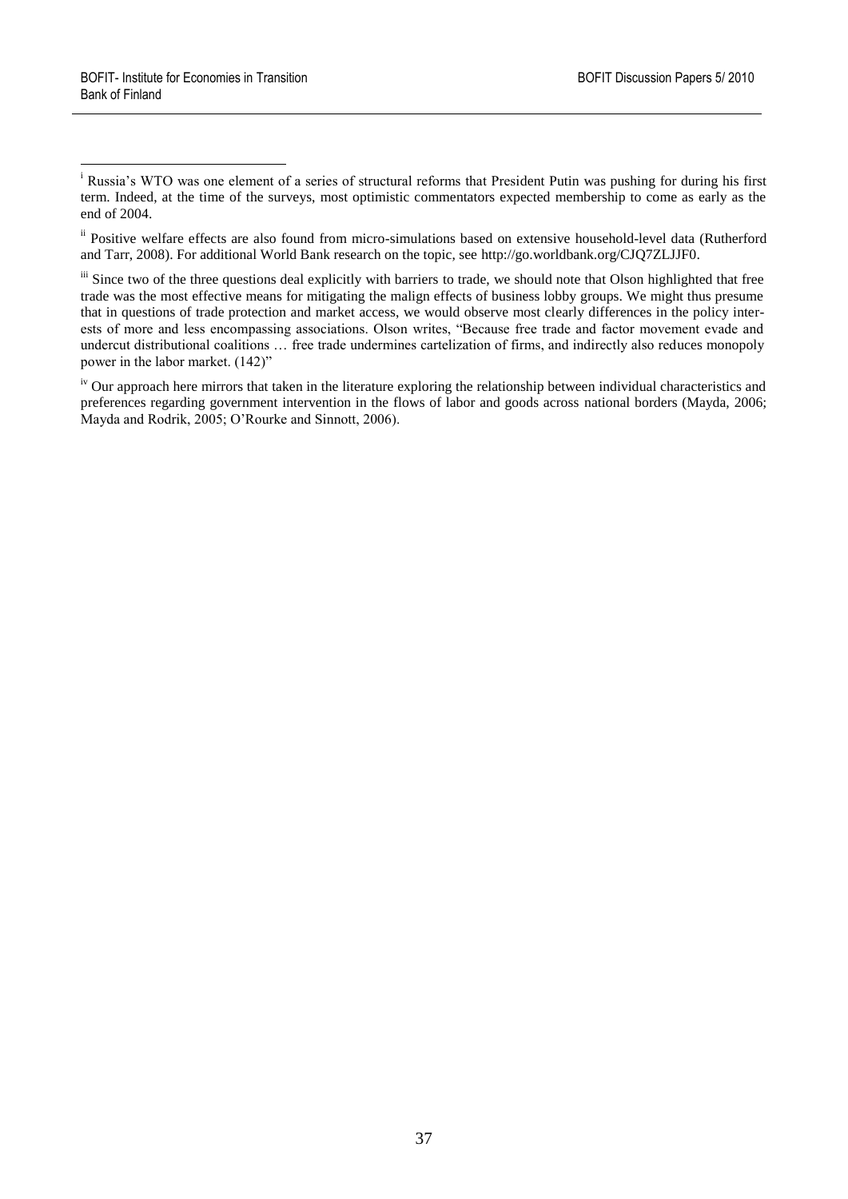[i] Russia's WTO was one element of a series of structural reforms that President Putin was pushing for during his first term. Indeed, at the time of the surveys, most optimistic commentators expected membership to come as early as the end of 2004.

[ii] Positive welfare effects are also found from micro-simulations based on extensive household-level data (Rutherford and Tarr, 2008). For additional World Bank research on the topic, see http://go.worldbank.org/CJQ7ZLJJF0.

[iii] Since two of the three questions deal explicitly with barriers to trade, we should note that Olson highlighted that free trade was the most effective means for mitigating the malign effects of business lobby groups. We might thus presume that in questions of trade protection and market access, we would observe most clearly differences in the policy interests of more and less encompassing associations. Olson writes, "Because free trade and factor movement evade and undercut distributional coalitions … free trade undermines cartelization of firms, and indirectly also reduces monopoly power in the labor market. (142)"

[iv] Our approach here mirrors that taken in the literature exploring the relationship between individual characteristics and preferences regarding government intervention in the flows of labor and goods across national borders (Mayda, 2006; Mayda and Rodrik, 2005; O'Rourke and Sinnott, 2006).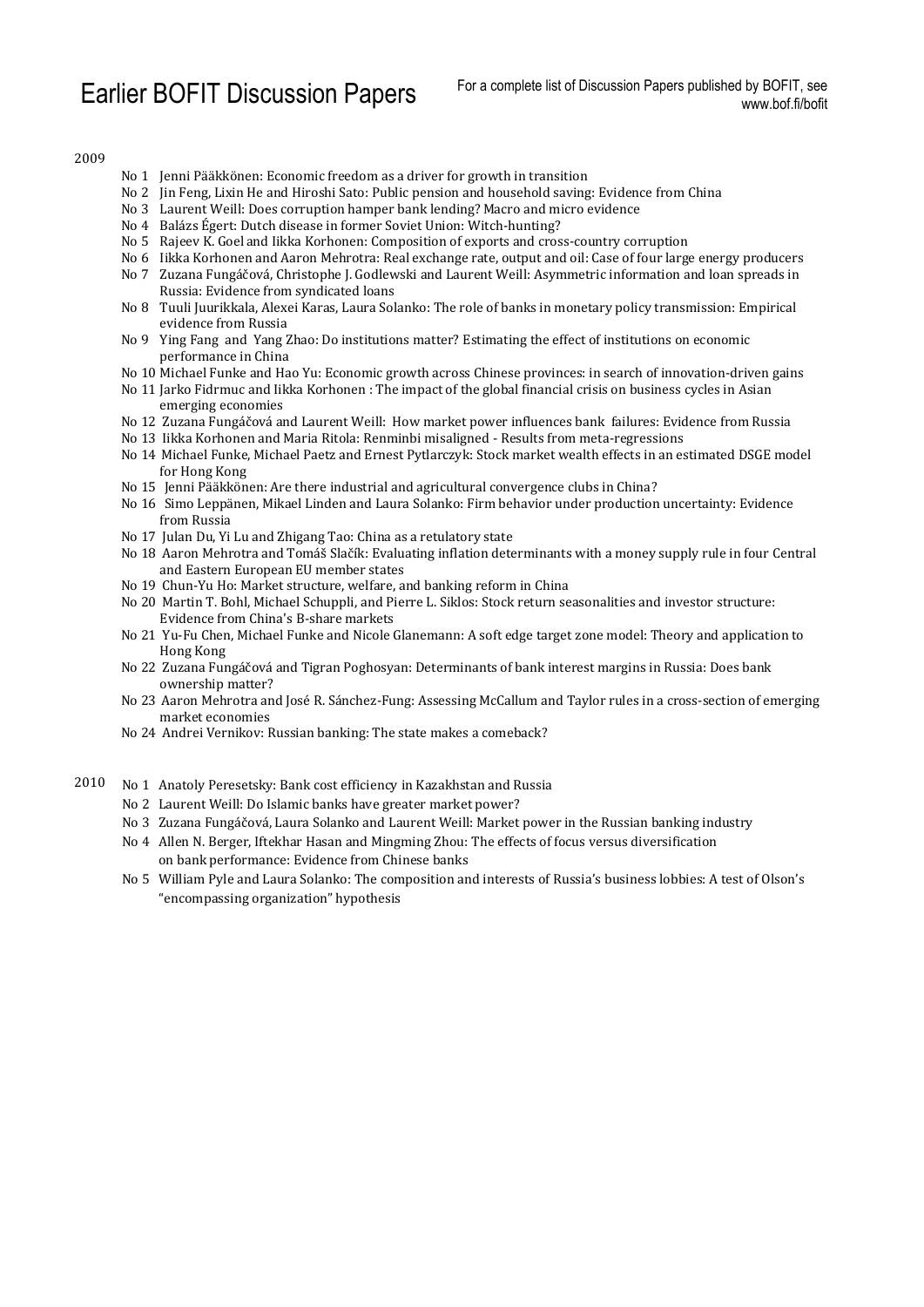# Earlier BOFIT Discussion Papers

For a complete list of Discussion Papers published by BOFIT, see www.bof.fi/bofit

2009

- No 1 Jenni Pääkkönen: Economic freedom as a driver for growth in transition
- No 2 Jin Feng, Lixin He and Hiroshi Sato: Public pension and household saving: Evidence from China
- No 3 Laurent Weill: Does corruption hamper bank lending? Macro and micro evidence
- No 4 Balázs Égert: Dutch disease in former Soviet Union: Witch-hunting?
- No 5 Rajeev K. Goel and Iikka Korhonen: Composition of exports and cross-country corruption
- No 6 Iikka Korhonen and Aaron Mehrotra: Real exchange rate, output and oil: Case of four large energy producers
- No 7 Zuzana Fungáčová, Christophe J. Godlewski and Laurent Weill: Asymmetric information and loan spreads in Russia: Evidence from syndicated loans
- No 8 Tuuli Juurikkala, Alexei Karas, Laura Solanko: The role of banks in monetary policy transmission: Empirical evidence from Russia
- No 9 Ying Fang and Yang Zhao: Do institutions matter? Estimating the effect of institutions on economic performance in China
- No 10 Michael Funke and Hao Yu: Economic growth across Chinese provinces: in search of innovation-driven gains
- No 11 Jarko Fidrmuc and Iikka Korhonen : The impact of the global financial crisis on business cycles in Asian emerging economies
- No 12 Zuzana Fungáčová and Laurent Weill: How market power influences bank failures: Evidence from Russia
- No 13 Iikka Korhonen and Maria Ritola: Renminbi misaligned - Results from meta-regressions
- No 14 Michael Funke, Michael Paetz and Ernest Pytlarczyk: Stock market wealth effects in an estimated DSGE model for Hong Kong
- No 15 Jenni Pääkkönen: Are there industrial and agricultural convergence clubs in China?
- No 16 Simo Leppänen, Mikael Linden and Laura Solanko: Firm behavior under production uncertainty: Evidence from Russia
- No 17 Julan Du, Yi Lu and Zhigang Tao: China as a retulatory state
- No 18 Aaron Mehrotra and Tomáš Slačík: Evaluating inflation determinants with a money supply rule in four Central and Eastern European EU member states
- No 19 Chun-Yu Ho: Market structure, welfare, and banking reform in China
- No 20 Martin T. Bohl, Michael Schuppli, and Pierre L. Siklos: Stock return seasonalities and investor structure: Evidence from China's B-share markets
- No 21 Yu-Fu Chen, Michael Funke and Nicole Glanemann: A soft edge target zone model: Theory and application to Hong Kong
- No 22 Zuzana Fungáčová and Tigran Poghosyan: Determinants of bank interest margins in Russia: Does bank ownership matter?
- No 23 Aaron Mehrotra and José R. Sánchez-Fung: Assessing McCallum and Taylor rules in a cross-section of emerging market economies
- No 24 Andrei Vernikov: Russian banking: The state makes a comeback?

2010

- No 1 Anatoly Peresetsky: Bank cost efficiency in Kazakhstan and Russia
- No 2 Laurent Weill: Do Islamic banks have greater market power?
- No 3 Zuzana Fungáčová, Laura Solanko and Laurent Weill: Market power in the Russian banking industry
- No 4 Allen N. Berger, Iftekhar Hasan and Mingming Zhou: The effects of focus versus diversification on bank performance: Evidence from Chinese banks
- No 5 William Pyle and Laura Solanko: The composition and interests of Russia's business lobbies: A test of Olson's "encompassing organization" hypothesis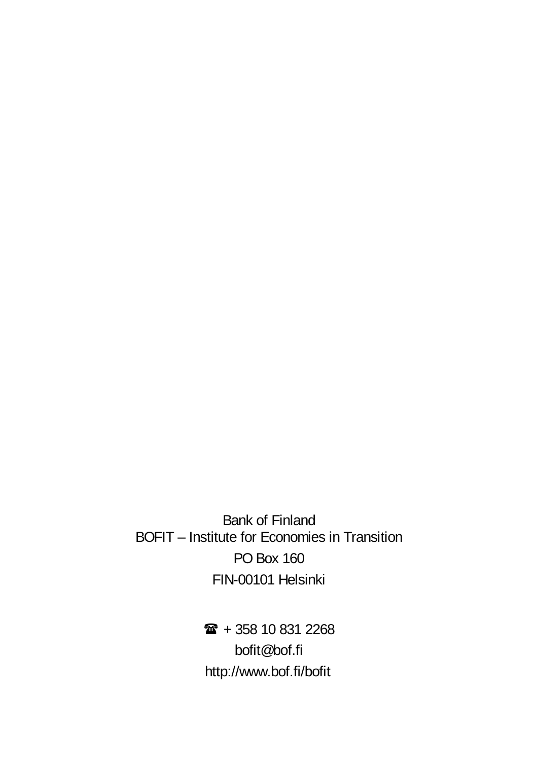Bank of Finland
BOFIT – Institute for Economies in Transition
PO Box 160
FIN-00101 Helsinki

☎ + 358 10 831 2268
bofit@bof.fi
http://www.bof.fi/bofit